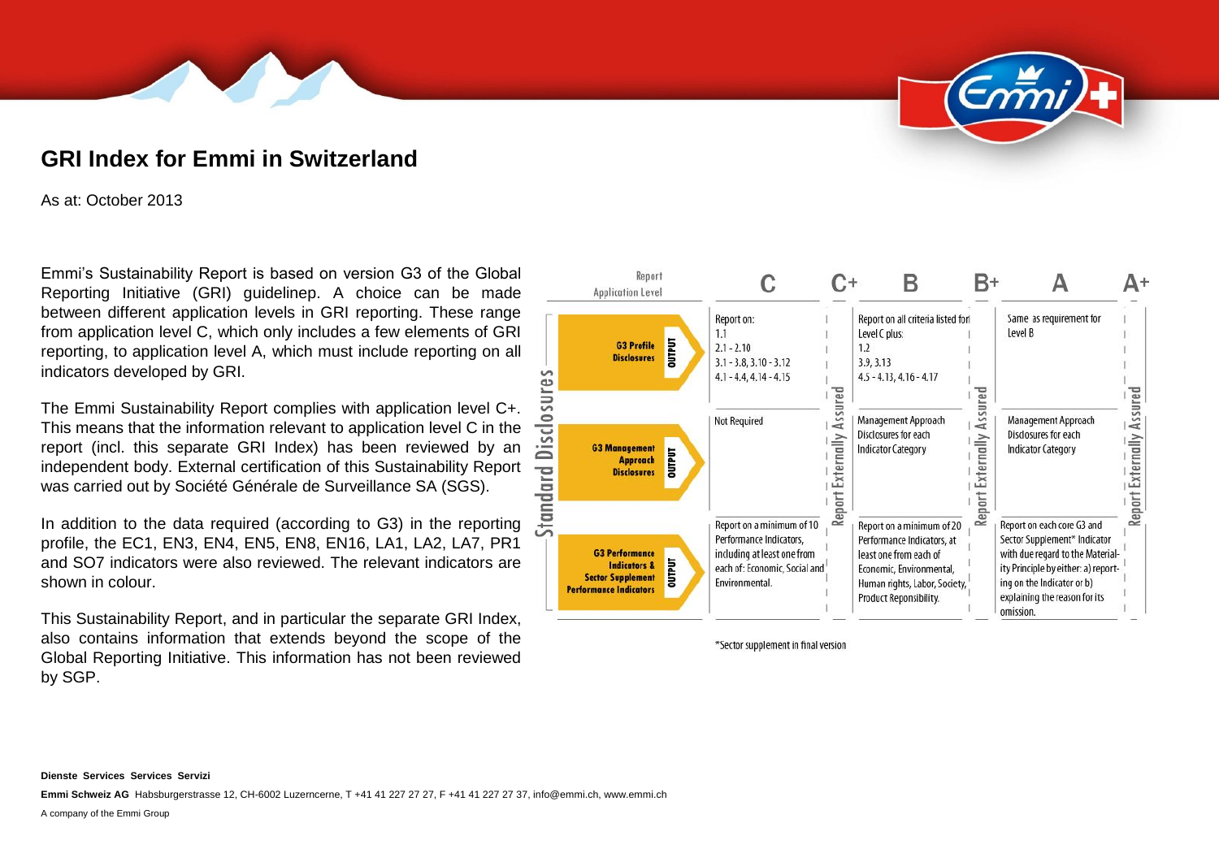# GRI Index for Emmi in Switzerland

As at: October 2013

Emmi's Sustainability Report is based on version G3 of the Global Reporting Initiative (GRI) guidelinep. A choice can be made between different application levels in GRI reporting. These range from application level C, which only includes a few elements of GRI reporting, to application level A, which must include reporting on all indicators developed by GRI.

The Emmi Sustainability Report complies with application level C+. This means that the information relevant to application level C in the report (incl. this separate GRI Index) has been reviewed by an independent body. External certification of this Sustainability Report was carried out by Société Générale de Surveillance SA (SGS).

In addition to the data required (according to G3) in the reporting profile, the EC1, EN3, EN4, EN5, EN8, EN16, LA1, LA2, LA7, PR1 and SO7 indicators were also reviewed. The relevant indicators are shown in colour.

This Sustainability Report, and in particular the separate GRI Index, also contains information that extends beyond the scope of the Global Reporting Initiative. This information has not been reviewed by SGP.

| Report Application Level | | C | C+ | B | B+ | A | A+ |
|---|---|---|---|---|---|---|---|
| Standard Disclosures | G3 Profile Disclosures (OUTPUT) | Report on: 1.1; 2.1 - 2.10; 3.1 - 3.8, 3.10 - 3.12; 4.1 - 4.4, 4.14 - 4.15 | Report Externally Assured | Report on all criteria listed for Level C plus: 1.2; 3.9, 3.13; 4.5 - 4.13, 4.16 - 4.17 | Report Externally Assured | Same as requirement for Level B | Report Externally Assured |
| | G3 Management Approach Disclosures (OUTPUT) | Not Required | | Management Approach Disclosures for each Indicator Category | | Management Approach Disclosures for each Indicator Category | |
| | G3 Performance Indicators & Sector Supplement Performance Indicators (OUTPUT) | Report on a minimum of 10 Performance Indicators, including at least one from each of: Economic, Social and Environmental. | | Report on a minimum of 20 Performance Indicators, at least one from each of Economic, Environmental, Human rights, Labor, Society, Product Reponsibility. | | Report on each core G3 and Sector Supplement* Indicator with due regard to the Materiality Principle by either: a) reporting on the Indicator or b) explaining the reason for its omission. | |

*Sector supplement in final version

**Dienste Services Services Servizi**

**Emmi Schweiz AG** Habsburgerstrasse 12, CH-6002 Luzerncerne, T +41 41 227 27 27, F +41 41 227 27 37, info@emmi.ch, www.emmi.ch

A company of the Emmi Group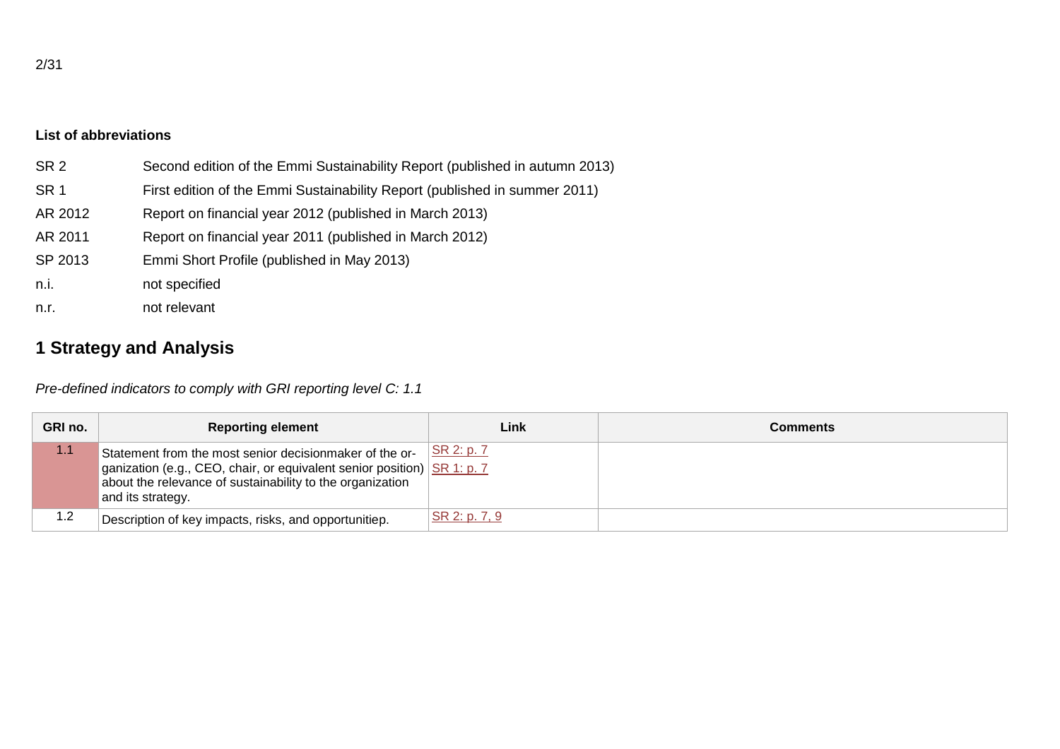**List of abbreviations**

| | |
|---|---|
| SR 2 | Second edition of the Emmi Sustainability Report (published in autumn 2013) |
| SR 1 | First edition of the Emmi Sustainability Report (published in summer 2011) |
| AR 2012 | Report on financial year 2012 (published in March 2013) |
| AR 2011 | Report on financial year 2011 (published in March 2012) |
| SP 2013 | Emmi Short Profile (published in May 2013) |
| n.i. | not specified |
| n.r. | not relevant |

# 1 Strategy and Analysis

*Pre-defined indicators to comply with GRI reporting level C: 1.1*

| GRI no. | Reporting element | Link | Comments |
|---|---|---|---|
| 1.1 | Statement from the most senior decisionmaker of the organization (e.g., CEO, chair, or equivalent senior position) about the relevance of sustainability to the organization and its strategy. | SR 2: p. 7<br>SR 1: p. 7 | |
| 1.2 | Description of key impacts, risks, and opportunitiep. | SR 2: p. 7, 9 | |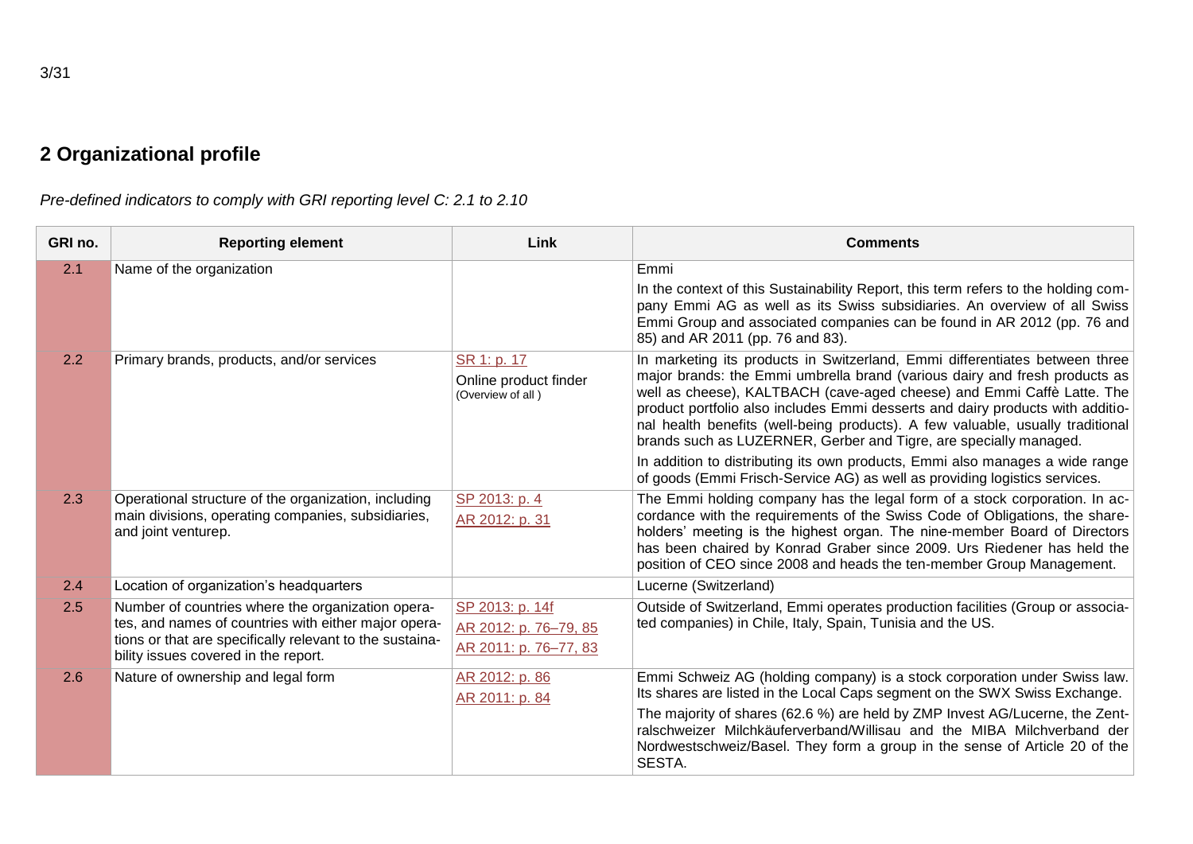## 2 Organizational profile

*Pre-defined indicators to comply with GRI reporting level C: 2.1 to 2.10*

| GRI no. | Reporting element | Link | Comments |
|---|---|---|---|
| 2.1 | Name of the organization | | Emmi<br>In the context of this Sustainability Report, this term refers to the holding company Emmi AG as well as its Swiss subsidiaries. An overview of all Swiss Emmi Group and associated companies can be found in AR 2012 (pp. 76 and 85) and AR 2011 (pp. 76 and 83). |
| 2.2 | Primary brands, products, and/or services | SR 1: p. 17<br>Online product finder<br>(Overview of all ) | In marketing its products in Switzerland, Emmi differentiates between three major brands: the Emmi umbrella brand (various dairy and fresh products as well as cheese), KALTBACH (cave-aged cheese) and Emmi Caffè Latte. The product portfolio also includes Emmi desserts and dairy products with additional health benefits (well-being products). A few valuable, usually traditional brands such as LUZERNER, Gerber and Tigre, are specially managed.<br>In addition to distributing its own products, Emmi also manages a wide range of goods (Emmi Frisch-Service AG) as well as providing logistics services. |
| 2.3 | Operational structure of the organization, including main divisions, operating companies, subsidiaries, and joint venturep. | SP 2013: p. 4<br>AR 2012: p. 31 | The Emmi holding company has the legal form of a stock corporation. In accordance with the requirements of the Swiss Code of Obligations, the shareholders' meeting is the highest organ. The nine-member Board of Directors has been chaired by Konrad Graber since 2009. Urs Riedener has held the position of CEO since 2008 and heads the ten-member Group Management. |
| 2.4 | Location of organization's headquarters | | Lucerne (Switzerland) |
| 2.5 | Number of countries where the organization operates, and names of countries with either major operations or that are specifically relevant to the sustainability issues covered in the report. | SP 2013: p. 14f<br>AR 2012: p. 76–79, 85<br>AR 2011: p. 76–77, 83 | Outside of Switzerland, Emmi operates production facilities (Group or associated companies) in Chile, Italy, Spain, Tunisia and the US. |
| 2.6 | Nature of ownership and legal form | AR 2012: p. 86<br>AR 2011: p. 84 | Emmi Schweiz AG (holding company) is a stock corporation under Swiss law. Its shares are listed in the Local Caps segment on the SWX Swiss Exchange.<br>The majority of shares (62.6 %) are held by ZMP Invest AG/Lucerne, the Zentralschweizer Milchkäuferverband/Willisau and the MIBA Milchverband der Nordwestschweiz/Basel. They form a group in the sense of Article 20 of the SESTA. |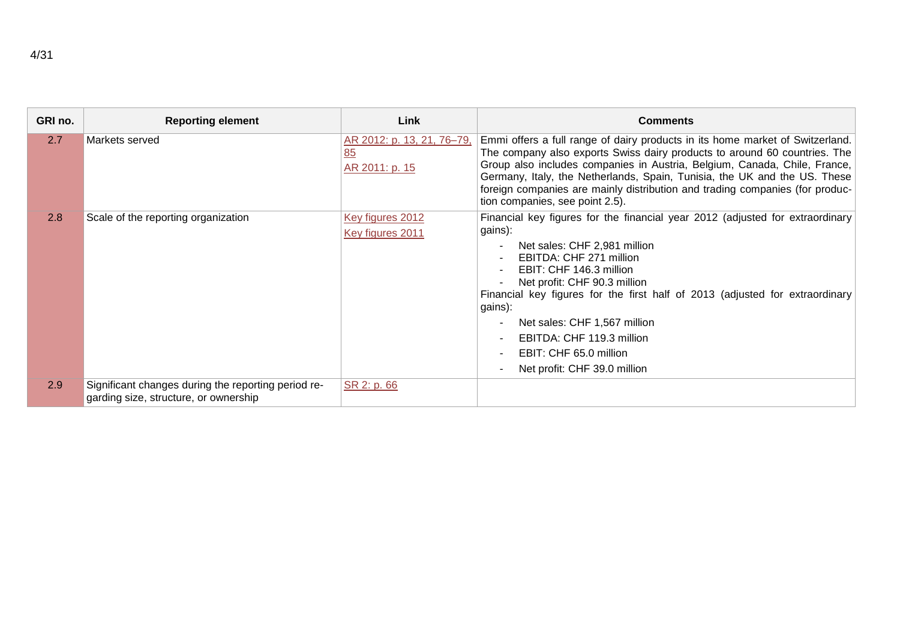| GRI no. | Reporting element | Link | Comments |
| --- | --- | --- | --- |
| 2.7 | Markets served | AR 2012: p. 13, 21, 76–79, 85<br>AR 2011: p. 15 | Emmi offers a full range of dairy products in its home market of Switzerland. The company also exports Swiss dairy products to around 60 countries. The Group also includes companies in Austria, Belgium, Canada, Chile, France, Germany, Italy, the Netherlands, Spain, Tunisia, the UK and the US. These foreign companies are mainly distribution and trading companies (for production companies, see point 2.5). |
| 2.8 | Scale of the reporting organization | Key figures 2012<br>Key figures 2011 | Financial key figures for the financial year 2012 (adjusted for extraordinary gains):<br>- Net sales: CHF 2,981 million<br>- EBITDA: CHF 271 million<br>- EBIT: CHF 146.3 million<br>- Net profit: CHF 90.3 million<br>Financial key figures for the first half of 2013 (adjusted for extraordinary gains):<br>- Net sales: CHF 1,567 million<br>- EBITDA: CHF 119.3 million<br>- EBIT: CHF 65.0 million<br>- Net profit: CHF 39.0 million |
| 2.9 | Significant changes during the reporting period regarding size, structure, or ownership | SR 2: p. 66 | |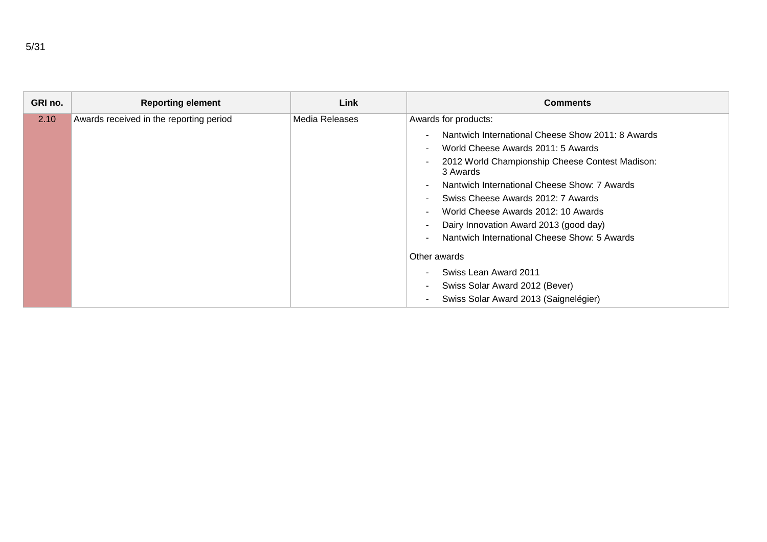| GRI no. | Reporting element | Link | Comments |
|---|---|---|---|
| 2.10 | Awards received in the reporting period | Media Releases | Awards for products:<br>- Nantwich International Cheese Show 2011: 8 Awards<br>- World Cheese Awards 2011: 5 Awards<br>- 2012 World Championship Cheese Contest Madison: 3 Awards<br>- Nantwich International Cheese Show: 7 Awards<br>- Swiss Cheese Awards 2012: 7 Awards<br>- World Cheese Awards 2012: 10 Awards<br>- Dairy Innovation Award 2013 (good day)<br>- Nantwich International Cheese Show: 5 Awards<br><br>Other awards<br>- Swiss Lean Award 2011<br>- Swiss Solar Award 2012 (Bever)<br>- Swiss Solar Award 2013 (Saignelégier) |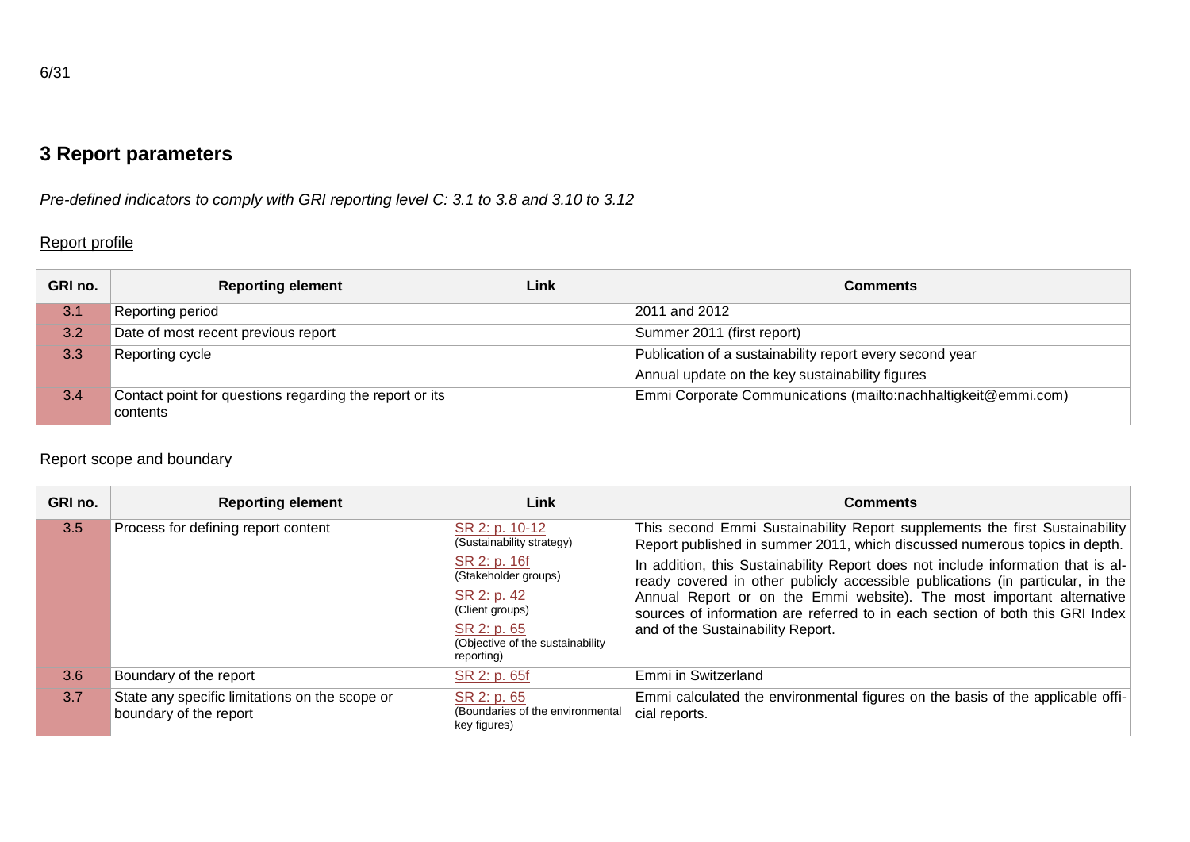## 3 Report parameters

*Pre-defined indicators to comply with GRI reporting level C: 3.1 to 3.8 and 3.10 to 3.12*

Report profile

| GRI no. | Reporting element | Link | Comments |
|---|---|---|---|
| 3.1 | Reporting period | | 2011 and 2012 |
| 3.2 | Date of most recent previous report | | Summer 2011 (first report) |
| 3.3 | Reporting cycle | | Publication of a sustainability report every second year<br>Annual update on the key sustainability figures |
| 3.4 | Contact point for questions regarding the report or its contents | | Emmi Corporate Communications (mailto:nachhaltigkeit@emmi.com) |

Report scope and boundary

| GRI no. | Reporting element | Link | Comments |
|---|---|---|---|
| 3.5 | Process for defining report content | SR 2: p. 10-12 (Sustainability strategy)<br>SR 2: p. 16f (Stakeholder groups)<br>SR 2: p. 42 (Client groups)<br>SR 2: p. 65 (Objective of the sustainability reporting) | This second Emmi Sustainability Report supplements the first Sustainability Report published in summer 2011, which discussed numerous topics in depth.<br>In addition, this Sustainability Report does not include information that is already covered in other publicly accessible publications (in particular, in the Annual Report or on the Emmi website). The most important alternative sources of information are referred to in each section of both this GRI Index and of the Sustainability Report. |
| 3.6 | Boundary of the report | SR 2: p. 65f | Emmi in Switzerland |
| 3.7 | State any specific limitations on the scope or boundary of the report | SR 2: p. 65 (Boundaries of the environmental key figures) | Emmi calculated the environmental figures on the basis of the applicable official reports. |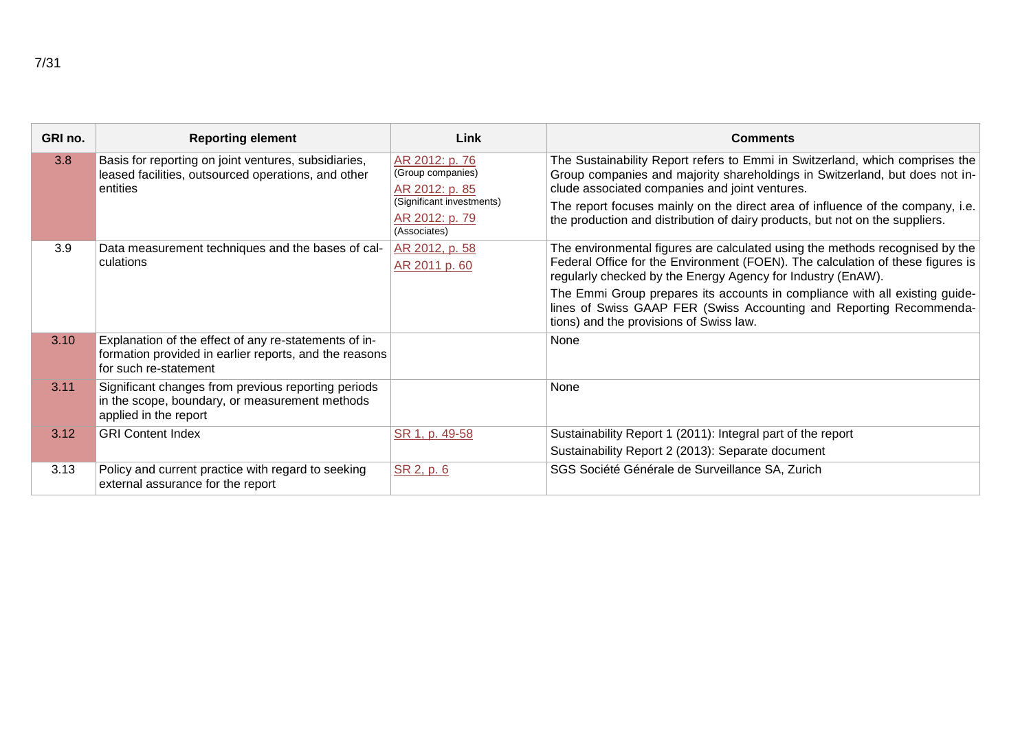| GRI no. | Reporting element | Link | Comments |
|---|---|---|---|
| 3.8 | Basis for reporting on joint ventures, subsidiaries, leased facilities, outsourced operations, and other entities | AR 2012: p. 76 (Group companies)<br>AR 2012: p. 85 (Significant investments)<br>AR 2012: p. 79 (Associates) | The Sustainability Report refers to Emmi in Switzerland, which comprises the Group companies and majority shareholdings in Switzerland, but does not include associated companies and joint ventures.<br>The report focuses mainly on the direct area of influence of the company, i.e. the production and distribution of dairy products, but not on the suppliers. |
| 3.9 | Data measurement techniques and the bases of calculations | AR 2012, p. 58<br>AR 2011 p. 60 | The environmental figures are calculated using the methods recognised by the Federal Office for the Environment (FOEN). The calculation of these figures is regularly checked by the Energy Agency for Industry (EnAW).<br>The Emmi Group prepares its accounts in compliance with all existing guidelines of Swiss GAAP FER (Swiss Accounting and Reporting Recommendations) and the provisions of Swiss law. |
| 3.10 | Explanation of the effect of any re-statements of information provided in earlier reports, and the reasons for such re-statement | | None |
| 3.11 | Significant changes from previous reporting periods in the scope, boundary, or measurement methods applied in the report | | None |
| 3.12 | GRI Content Index | SR 1, p. 49-58 | Sustainability Report 1 (2011): Integral part of the report<br>Sustainability Report 2 (2013): Separate document |
| 3.13 | Policy and current practice with regard to seeking external assurance for the report | SR 2, p. 6 | SGS Société Générale de Surveillance SA, Zurich |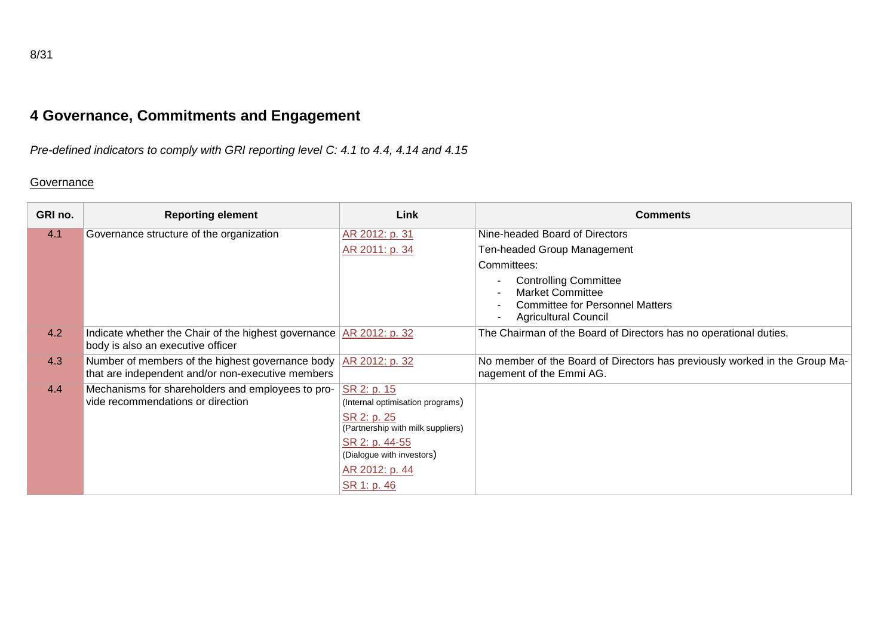# 4 Governance, Commitments and Engagement

*Pre-defined indicators to comply with GRI reporting level C: 4.1 to 4.4, 4.14 and 4.15*

## Governance

| GRI no. | Reporting element | Link | Comments |
|---|---|---|---|
| 4.1 | Governance structure of the organization | AR 2012: p. 31<br>AR 2011: p. 34 | Nine-headed Board of Directors<br>Ten-headed Group Management<br>Committees:<br>- Controlling Committee<br>- Market Committee<br>- Committee for Personnel Matters<br>- Agricultural Council |
| 4.2 | Indicate whether the Chair of the highest governance body is also an executive officer | AR 2012: p. 32 | The Chairman of the Board of Directors has no operational duties. |
| 4.3 | Number of members of the highest governance body that are independent and/or non-executive members | AR 2012: p. 32 | No member of the Board of Directors has previously worked in the Group Management of the Emmi AG. |
| 4.4 | Mechanisms for shareholders and employees to provide recommendations or direction | SR 2: p. 15 (Internal optimisation programs)<br>SR 2: p. 25 (Partnership with milk suppliers)<br>SR 2: p. 44-55 (Dialogue with investors)<br>AR 2012: p. 44<br>SR 1: p. 46 | |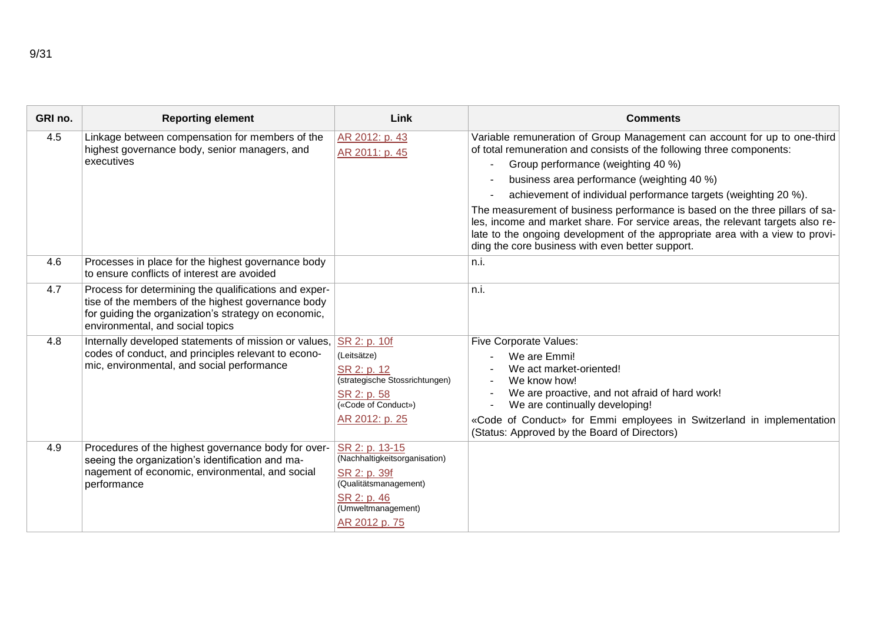| GRI no. | Reporting element | Link | Comments |
|---|---|---|---|
| 4.5 | Linkage between compensation for members of the highest governance body, senior managers, and executives | AR 2012: p. 43<br>AR 2011: p. 45 | Variable remuneration of Group Management can account for up to one-third of total remuneration and consists of the following three components:<br>- Group performance (weighting 40 %)<br>- business area performance (weighting 40 %)<br>- achievement of individual performance targets (weighting 20 %).<br>The measurement of business performance is based on the three pillars of sales, income and market share. For service areas, the relevant targets also relate to the ongoing development of the appropriate area with a view to providing the core business with even better support. |
| 4.6 | Processes in place for the highest governance body to ensure conflicts of interest are avoided | | n.i. |
| 4.7 | Process for determining the qualifications and expertise of the members of the highest governance body for guiding the organization's strategy on economic, environmental, and social topics | | n.i. |
| 4.8 | Internally developed statements of mission or values, codes of conduct, and principles relevant to economic, environmental, and social performance | SR 2: p. 10f (Leitsätze)<br>SR 2: p. 12 (strategische Stossrichtungen)<br>SR 2: p. 58 («Code of Conduct»)<br>AR 2012: p. 25 | Five Corporate Values:<br>- We are Emmi!<br>- We act market-oriented!<br>- We know how!<br>- We are proactive, and not afraid of hard work!<br>- We are continually developing!<br>«Code of Conduct» for Emmi employees in Switzerland in implementation (Status: Approved by the Board of Directors) |
| 4.9 | Procedures of the highest governance body for overseeing the organization's identification and management of economic, environmental, and social performance | SR 2: p. 13-15 (Nachhaltigkeitsorganisation)<br>SR 2: p. 39f (Qualitätsmanagement)<br>SR 2: p. 46 (Umweltmanagement)<br>AR 2012 p. 75 | |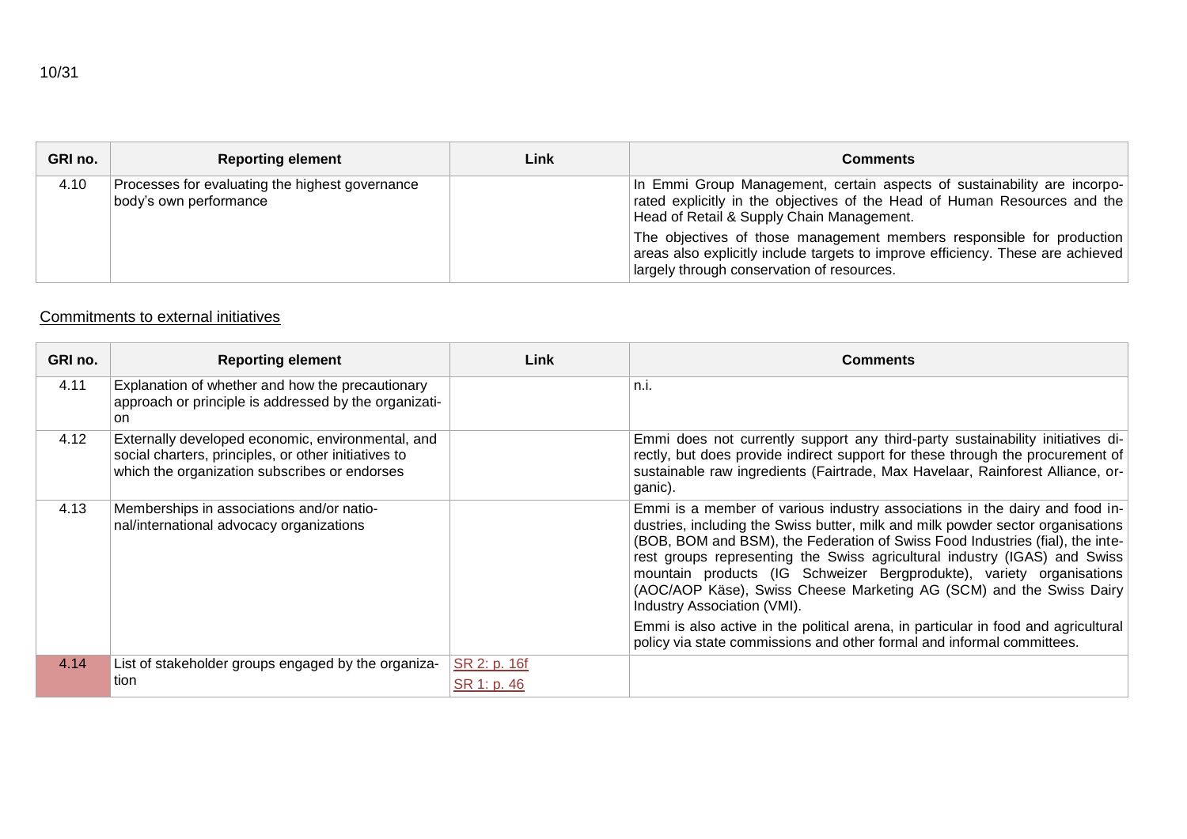| GRI no. | Reporting element | Link | Comments |
|---|---|---|---|
| 4.10 | Processes for evaluating the highest governance body's own performance | | In Emmi Group Management, certain aspects of sustainability are incorporated explicitly in the objectives of the Head of Human Resources and the Head of Retail & Supply Chain Management.<br><br>The objectives of those management members responsible for production areas also explicitly include targets to improve efficiency. These are achieved largely through conservation of resources. |

## Commitments to external initiatives

| GRI no. | Reporting element | Link | Comments |
|---|---|---|---|
| 4.11 | Explanation of whether and how the precautionary approach or principle is addressed by the organization | | n.i. |
| 4.12 | Externally developed economic, environmental, and social charters, principles, or other initiatives to which the organization subscribes or endorses | | Emmi does not currently support any third-party sustainability initiatives directly, but does provide indirect support for these through the procurement of sustainable raw ingredients (Fairtrade, Max Havelaar, Rainforest Alliance, organic). |
| 4.13 | Memberships in associations and/or national/international advocacy organizations | | Emmi is a member of various industry associations in the dairy and food industries, including the Swiss butter, milk and milk powder sector organisations (BOB, BOM and BSM), the Federation of Swiss Food Industries (fial), the interest groups representing the Swiss agricultural industry (IGAS) and Swiss mountain products (IG Schweizer Bergprodukte), variety organisations (AOC/AOP Käse), Swiss Cheese Marketing AG (SCM) and the Swiss Dairy Industry Association (VMI).<br><br>Emmi is also active in the political arena, in particular in food and agricultural policy via state commissions and other formal and informal committees. |
| 4.14 | List of stakeholder groups engaged by the organization | SR 2: p. 16f<br>SR 1: p. 46 | |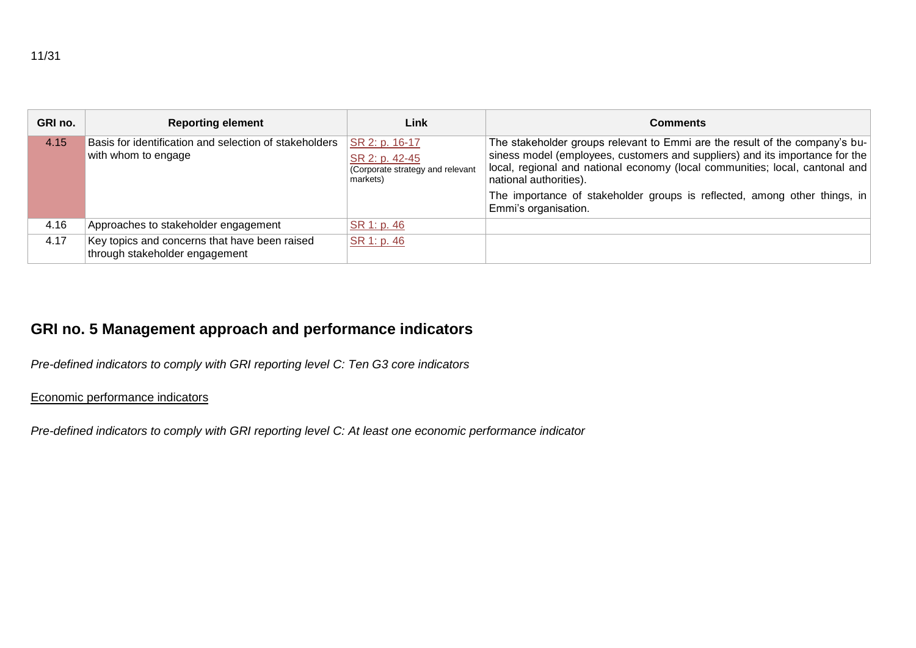| GRI no. | Reporting element | Link | Comments |
|---|---|---|---|
| 4.15 | Basis for identification and selection of stakeholders with whom to engage | SR 2: p. 16-17<br>SR 2: p. 42-45<br>(Corporate strategy and relevant markets) | The stakeholder groups relevant to Emmi are the result of the company's business model (employees, customers and suppliers) and its importance for the local, regional and national economy (local communities; local, cantonal and national authorities).<br>The importance of stakeholder groups is reflected, among other things, in Emmi's organisation. |
| 4.16 | Approaches to stakeholder engagement | SR 1: p. 46 | |
| 4.17 | Key topics and concerns that have been raised through stakeholder engagement | SR 1: p. 46 | |

## GRI no. 5 Management approach and performance indicators

*Pre-defined indicators to comply with GRI reporting level C: Ten G3 core indicators*

<u>Economic performance indicators</u>

*Pre-defined indicators to comply with GRI reporting level C: At least one economic performance indicator*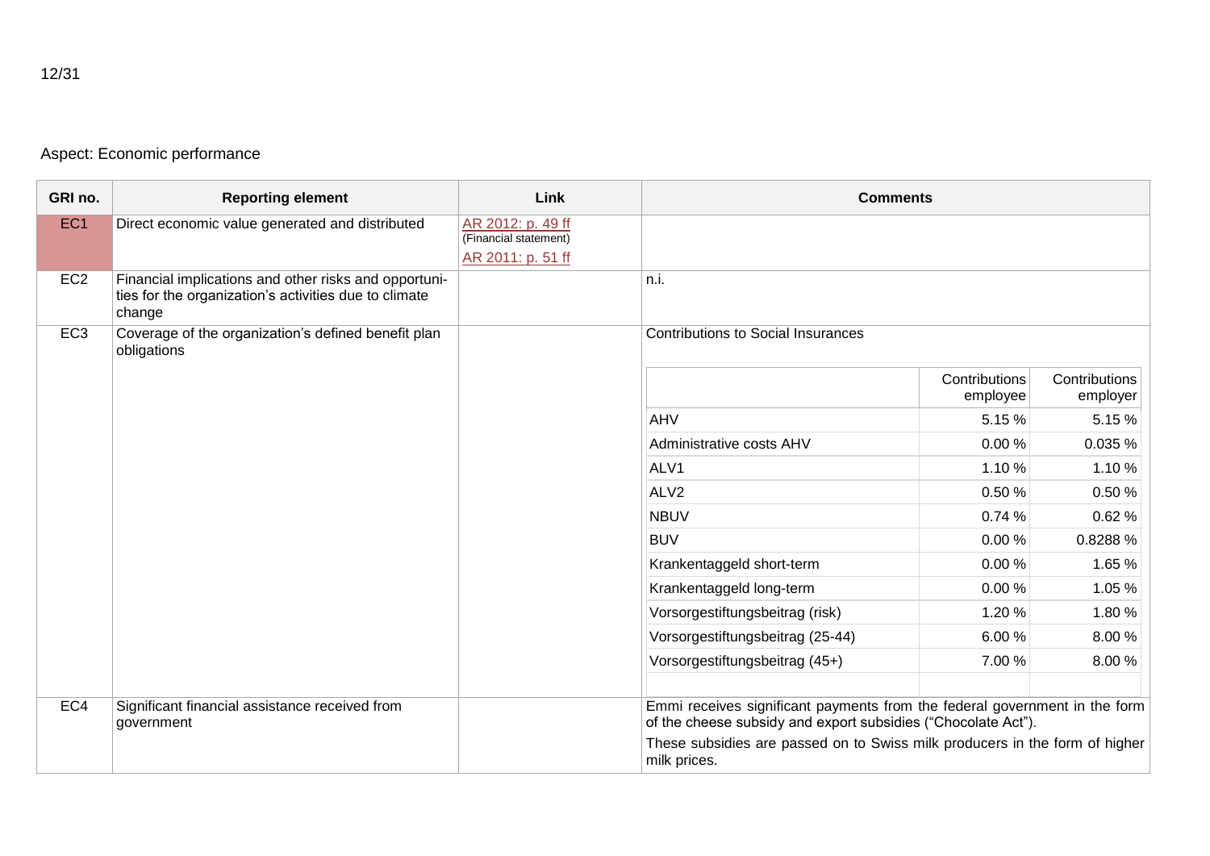## Aspect: Economic performance

| GRI no. | Reporting element | Link | Comments |
|---|---|---|---|
| EC1 | Direct economic value generated and distributed | AR 2012: p. 49 ff (Financial statement) AR 2011: p. 51 ff | |
| EC2 | Financial implications and other risks and opportunities for the organization's activities due to climate change | | n.i. |
| EC3 | Coverage of the organization's defined benefit plan obligations | | Contributions to Social Insurances (see table below) |
| EC4 | Significant financial assistance received from government | | Emmi receives significant payments from the federal government in the form of the cheese subsidy and export subsidies ("Chocolate Act"). These subsidies are passed on to Swiss milk producers in the form of higher milk prices. |

Contributions to Social Insurances

| | Contributions employee | Contributions employer |
|---|---|---|
| AHV | 5.15 % | 5.15 % |
| Administrative costs AHV | 0.00 % | 0.035 % |
| ALV1 | 1.10 % | 1.10 % |
| ALV2 | 0.50 % | 0.50 % |
| NBUV | 0.74 % | 0.62 % |
| BUV | 0.00 % | 0.8288 % |
| Krankentaggeld short-term | 0.00 % | 1.65 % |
| Krankentaggeld long-term | 0.00 % | 1.05 % |
| Vorsorgestiftungsbeitrag (risk) | 1.20 % | 1.80 % |
| Vorsorgestiftungsbeitrag (25-44) | 6.00 % | 8.00 % |
| Vorsorgestiftungsbeitrag (45+) | 7.00 % | 8.00 % |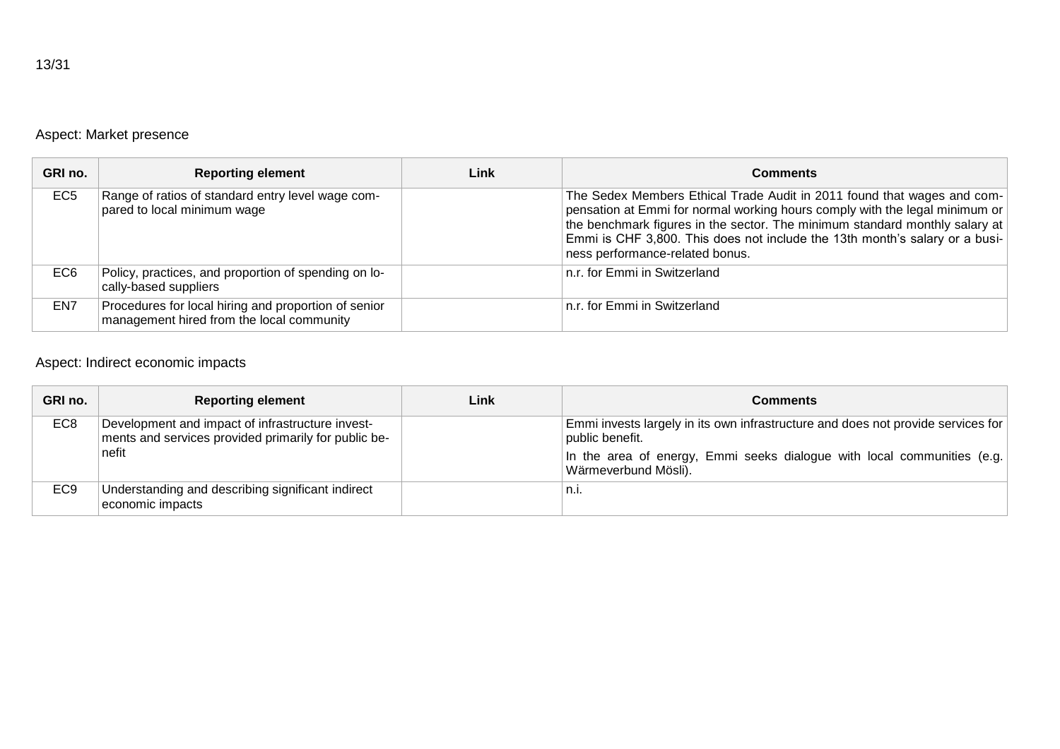Aspect: Market presence

| GRI no. | Reporting element | Link | Comments |
|---|---|---|---|
| EC5 | Range of ratios of standard entry level wage compared to local minimum wage | | The Sedex Members Ethical Trade Audit in 2011 found that wages and compensation at Emmi for normal working hours comply with the legal minimum or the benchmark figures in the sector. The minimum standard monthly salary at Emmi is CHF 3,800. This does not include the 13th month's salary or a business performance-related bonus. |
| EC6 | Policy, practices, and proportion of spending on locally-based suppliers | | n.r. for Emmi in Switzerland |
| EN7 | Procedures for local hiring and proportion of senior management hired from the local community | | n.r. for Emmi in Switzerland |

Aspect: Indirect economic impacts

| GRI no. | Reporting element | Link | Comments |
|---|---|---|---|
| EC8 | Development and impact of infrastructure investments and services provided primarily for public benefit | | Emmi invests largely in its own infrastructure and does not provide services for public benefit.<br>In the area of energy, Emmi seeks dialogue with local communities (e.g. Wärmeverbund Mösli). |
| EC9 | Understanding and describing significant indirect economic impacts | | n.i. |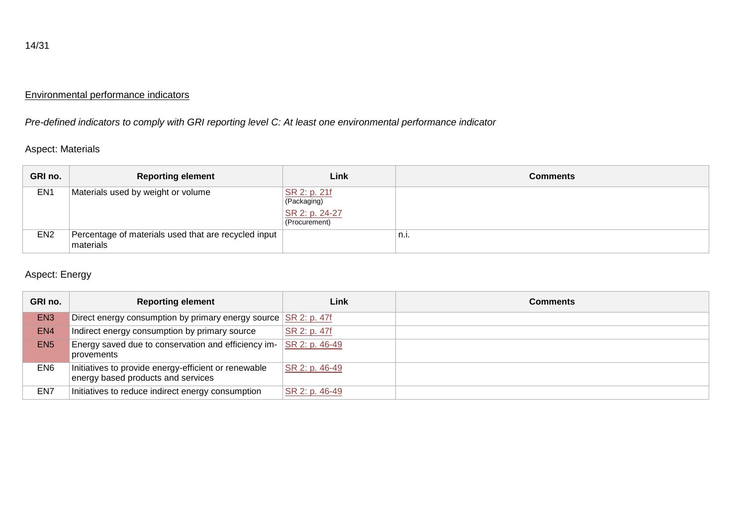## Environmental performance indicators

*Pre-defined indicators to comply with GRI reporting level C: At least one environmental performance indicator*

### Aspect: Materials

| GRI no. | Reporting element | Link | Comments |
|---|---|---|---|
| EN1 | Materials used by weight or volume | SR 2: p. 21f (Packaging) SR 2: p. 24-27 (Procurement) | |
| EN2 | Percentage of materials used that are recycled input materials | | n.i. |

### Aspect: Energy

| GRI no. | Reporting element | Link | Comments |
|---|---|---|---|
| EN3 | Direct energy consumption by primary energy source | SR 2: p. 47f | |
| EN4 | Indirect energy consumption by primary source | SR 2: p. 47f | |
| EN5 | Energy saved due to conservation and efficiency improvements | SR 2: p. 46-49 | |
| EN6 | Initiatives to provide energy-efficient or renewable energy based products and services | SR 2: p. 46-49 | |
| EN7 | Initiatives to reduce indirect energy consumption | SR 2: p. 46-49 | |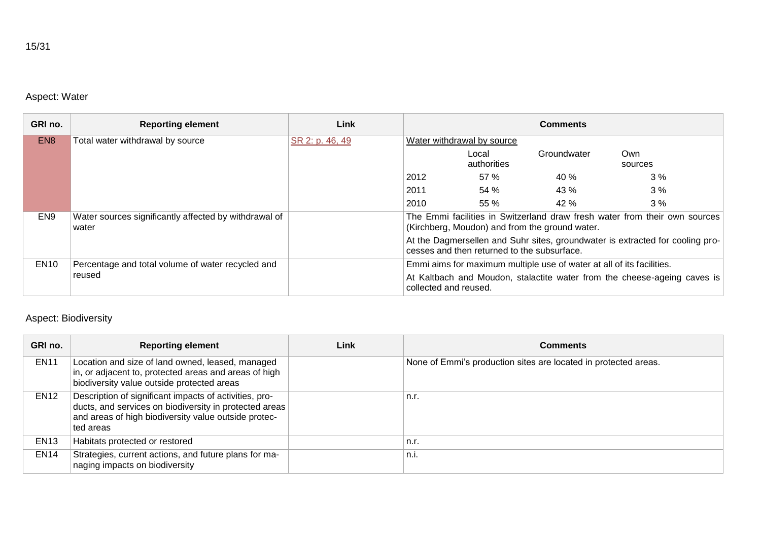## Aspect: Water

| GRI no. | Reporting element | Link | Comments |
|---|---|---|---|
| EN8 | Total water withdrawal by source | SR 2: p. 46, 49 | Water withdrawal by source<br><br>\| \| Local authorities \| Groundwater \| Own sources \|<br>\| 2012 \| 57 % \| 40 % \| 3 % \|<br>\| 2011 \| 54 % \| 43 % \| 3 % \|<br>\| 2010 \| 55 % \| 42 % \| 3 % \| |
| EN9 | Water sources significantly affected by withdrawal of water | | The Emmi facilities in Switzerland draw fresh water from their own sources (Kirchberg, Moudon) and from the ground water.<br><br>At the Dagmersellen and Suhr sites, groundwater is extracted for cooling processes and then returned to the subsurface. |
| EN10 | Percentage and total volume of water recycled and reused | | Emmi aims for maximum multiple use of water at all of its facilities.<br><br>At Kaltbach and Moudon, stalactite water from the cheese-ageing caves is collected and reused. |

## Aspect: Biodiversity

| GRI no. | Reporting element | Link | Comments |
|---|---|---|---|
| EN11 | Location and size of land owned, leased, managed in, or adjacent to, protected areas and areas of high biodiversity value outside protected areas | | None of Emmi's production sites are located in protected areas. |
| EN12 | Description of significant impacts of activities, products, and services on biodiversity in protected areas and areas of high biodiversity value outside protected areas | | n.r. |
| EN13 | Habitats protected or restored | | n.r. |
| EN14 | Strategies, current actions, and future plans for managing impacts on biodiversity | | n.i. |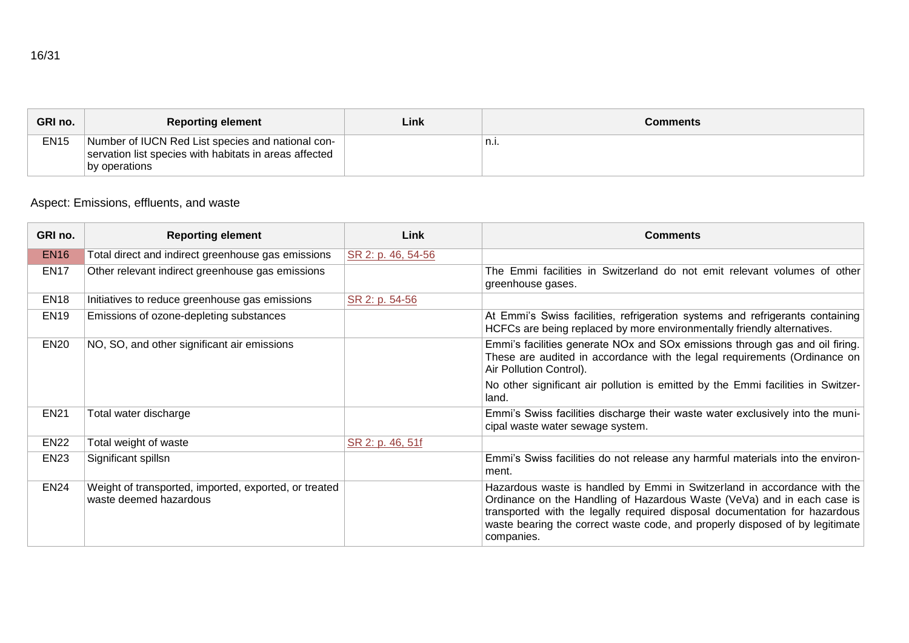| GRI no. | Reporting element | Link | Comments |
|---|---|---|---|
| EN15 | Number of IUCN Red List species and national conservation list species with habitats in areas affected by operations | | n.i. |

Aspect: Emissions, effluents, and waste

| GRI no. | Reporting element | Link | Comments |
|---|---|---|---|
| EN16 | Total direct and indirect greenhouse gas emissions | SR 2: p. 46, 54-56 | |
| EN17 | Other relevant indirect greenhouse gas emissions | | The Emmi facilities in Switzerland do not emit relevant volumes of other greenhouse gases. |
| EN18 | Initiatives to reduce greenhouse gas emissions | SR 2: p. 54-56 | |
| EN19 | Emissions of ozone-depleting substances | | At Emmi's Swiss facilities, refrigeration systems and refrigerants containing HCFCs are being replaced by more environmentally friendly alternatives. |
| EN20 | NO, SO, and other significant air emissions | | Emmi's facilities generate NOx and SOx emissions through gas and oil firing. These are audited in accordance with the legal requirements (Ordinance on Air Pollution Control).<br><br>No other significant air pollution is emitted by the Emmi facilities in Switzerland. |
| EN21 | Total water discharge | | Emmi's Swiss facilities discharge their waste water exclusively into the municipal waste water sewage system. |
| EN22 | Total weight of waste | SR 2: p. 46, 51f | |
| EN23 | Significant spillsn | | Emmi's Swiss facilities do not release any harmful materials into the environment. |
| EN24 | Weight of transported, imported, exported, or treated waste deemed hazardous | | Hazardous waste is handled by Emmi in Switzerland in accordance with the Ordinance on the Handling of Hazardous Waste (VeVa) and in each case is transported with the legally required disposal documentation for hazardous waste bearing the correct waste code, and properly disposed of by legitimate companies. |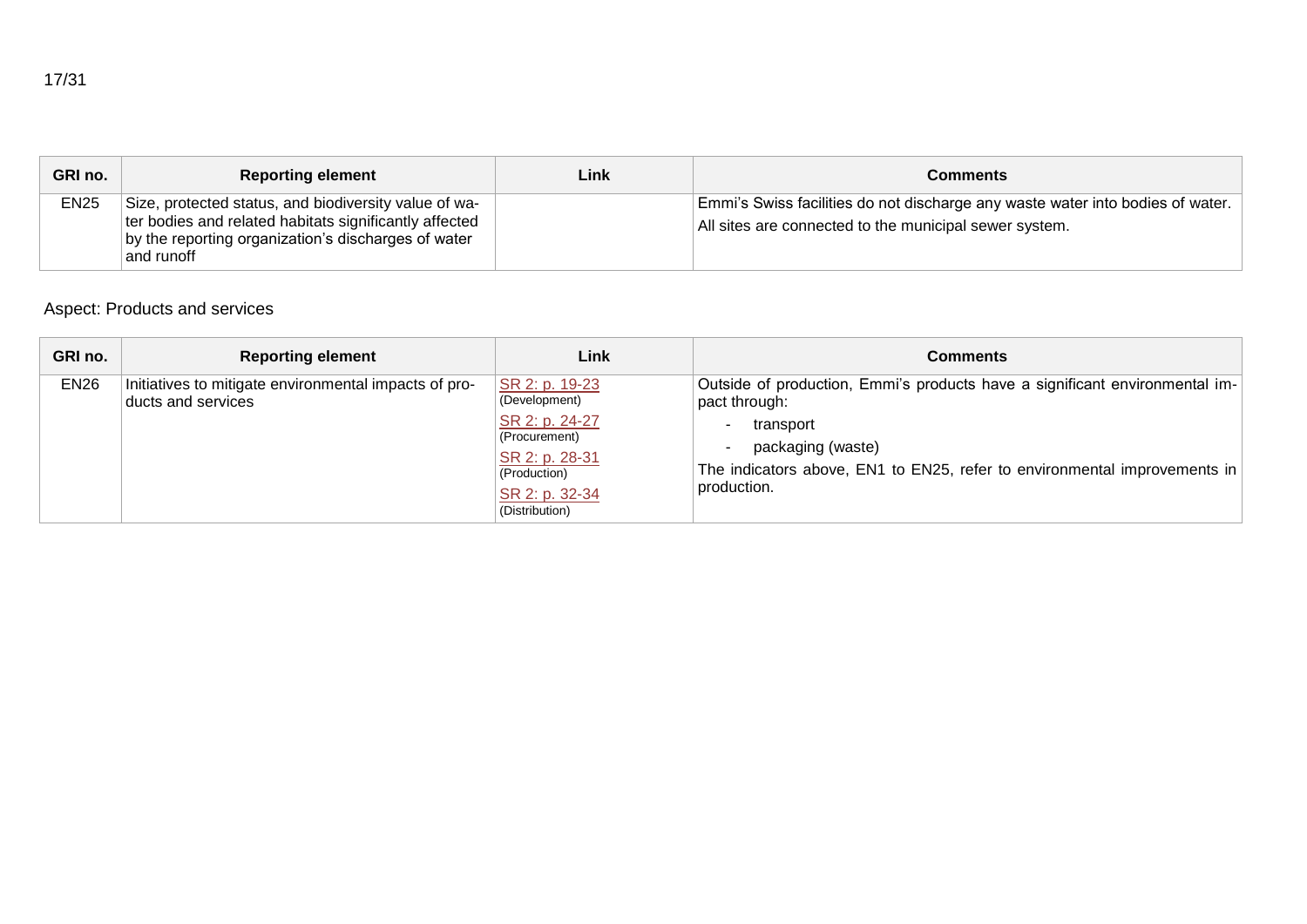| GRI no. | Reporting element | Link | Comments |
| --- | --- | --- | --- |
| EN25 | Size, protected status, and biodiversity value of water bodies and related habitats significantly affected by the reporting organization's discharges of water and runoff | | Emmi's Swiss facilities do not discharge any waste water into bodies of water. All sites are connected to the municipal sewer system. |

Aspect: Products and services

| GRI no. | Reporting element | Link | Comments |
| --- | --- | --- | --- |
| EN26 | Initiatives to mitigate environmental impacts of products and services | SR 2: p. 19-23 (Development)<br>SR 2: p. 24-27 (Procurement)<br>SR 2: p. 28-31 (Production)<br>SR 2: p. 32-34 (Distribution) | Outside of production, Emmi's products have a significant environmental impact through:<br>- transport<br>- packaging (waste)<br>The indicators above, EN1 to EN25, refer to environmental improvements in production. |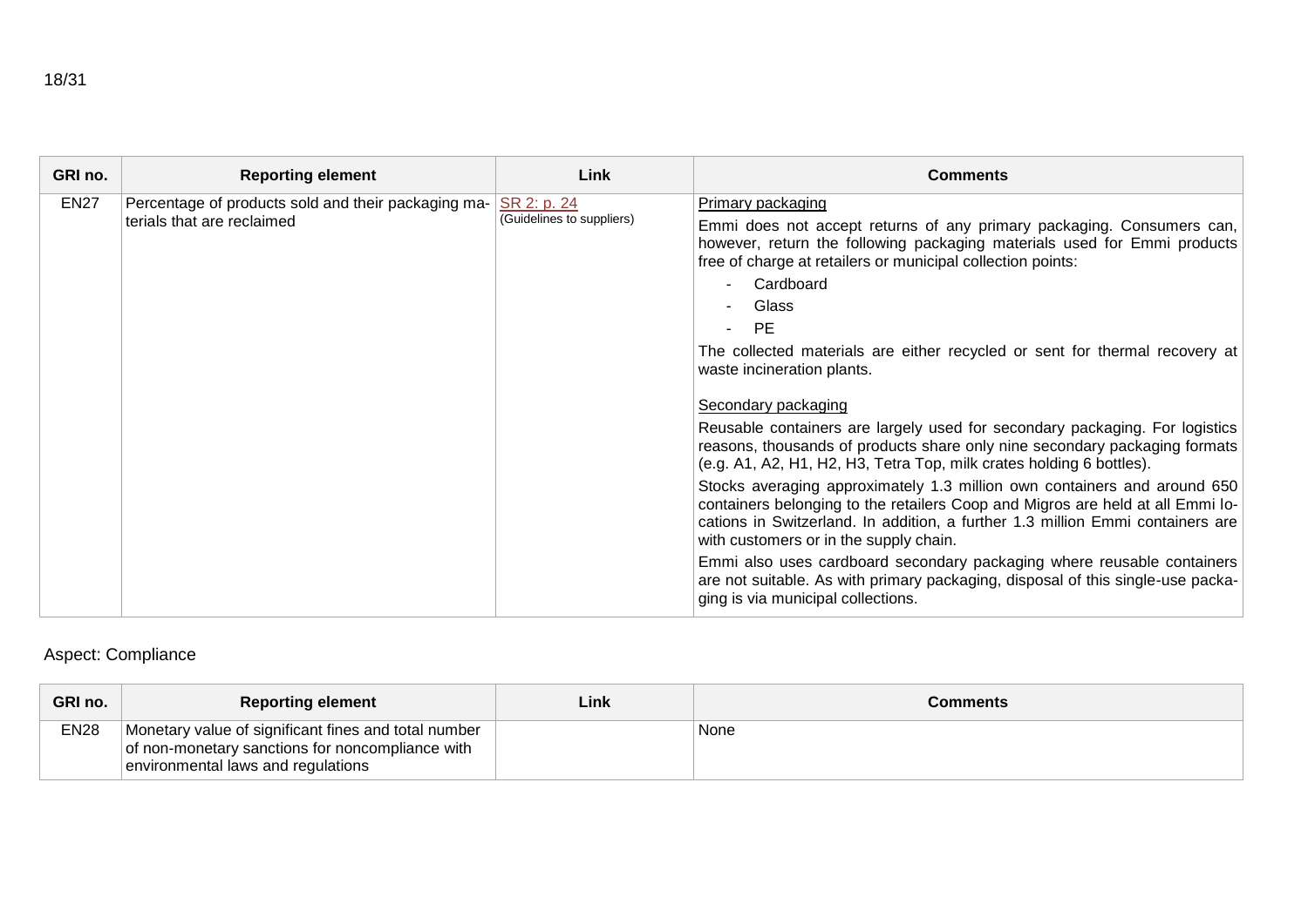| GRI no. | Reporting element | Link | Comments |
|---|---|---|---|
| EN27 | Percentage of products sold and their packaging materials that are reclaimed | SR 2: p. 24 (Guidelines to suppliers) | Primary packaging<br>Emmi does not accept returns of any primary packaging. Consumers can, however, return the following packaging materials used for Emmi products free of charge at retailers or municipal collection points:<br>- Cardboard<br>- Glass<br>- PE<br>The collected materials are either recycled or sent for thermal recovery at waste incineration plants.<br><br>Secondary packaging<br>Reusable containers are largely used for secondary packaging. For logistics reasons, thousands of products share only nine secondary packaging formats (e.g. A1, A2, H1, H2, H3, Tetra Top, milk crates holding 6 bottles).<br>Stocks averaging approximately 1.3 million own containers and around 650 containers belonging to the retailers Coop and Migros are held at all Emmi locations in Switzerland. In addition, a further 1.3 million Emmi containers are with customers or in the supply chain.<br>Emmi also uses cardboard secondary packaging where reusable containers are not suitable. As with primary packaging, disposal of this single-use packaging is via municipal collections. |

Aspect: Compliance

| GRI no. | Reporting element | Link | Comments |
|---|---|---|---|
| EN28 | Monetary value of significant fines and total number of non-monetary sanctions for noncompliance with environmental laws and regulations | | None |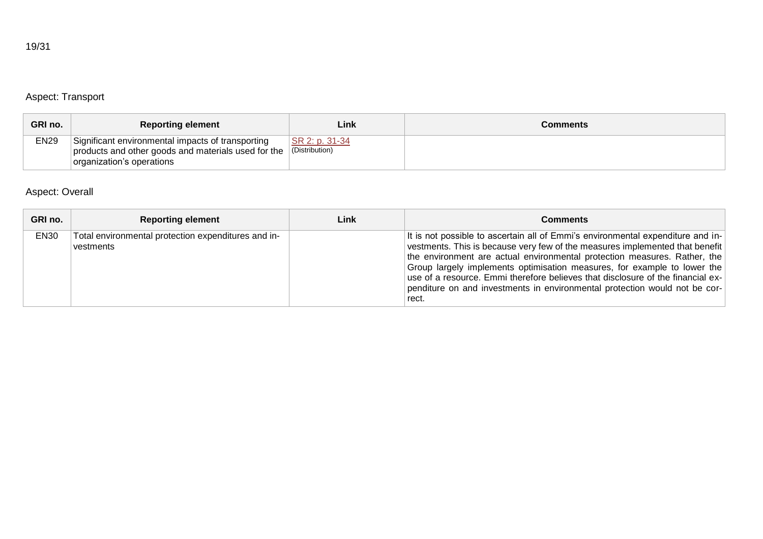## Aspect: Transport

| GRI no. | Reporting element | Link | Comments |
|---|---|---|---|
| EN29 | Significant environmental impacts of transporting products and other goods and materials used for the organization's operations | SR 2: p. 31-34 (Distribution) | |

## Aspect: Overall

| GRI no. | Reporting element | Link | Comments |
|---|---|---|---|
| EN30 | Total environmental protection expenditures and investments | | It is not possible to ascertain all of Emmi's environmental expenditure and investments. This is because very few of the measures implemented that benefit the environment are actual environmental protection measures. Rather, the Group largely implements optimisation measures, for example to lower the use of a resource. Emmi therefore believes that disclosure of the financial expenditure on and investments in environmental protection would not be correct. |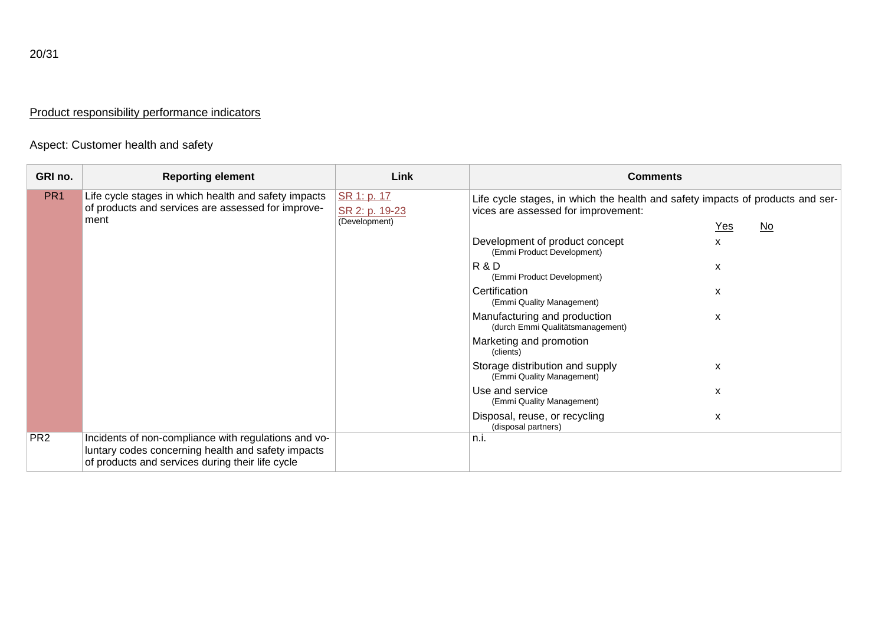Product responsibility performance indicators

Aspect: Customer health and safety

| GRI no. | Reporting element | Link | Comments | | |
|---|---|---|---|---|---|
| PR1 | Life cycle stages in which health and safety impacts of products and services are assessed for improvement | SR 1: p. 17<br>SR 2: p. 19-23<br>(Development) | Life cycle stages, in which the health and safety impacts of products and services are assessed for improvement: | Yes | No |
| | | | Development of product concept<br>(Emmi Product Development) | x | |
| | | | R & D<br>(Emmi Product Development) | x | |
| | | | Certification<br>(Emmi Quality Management) | x | |
| | | | Manufacturing and production<br>(durch Emmi Qualitätsmanagement) | x | |
| | | | Marketing and promotion<br>(clients) | | |
| | | | Storage distribution and supply<br>(Emmi Quality Management) | x | |
| | | | Use and service<br>(Emmi Quality Management) | x | |
| | | | Disposal, reuse, or recycling<br>(disposal partners) | x | |
| PR2 | Incidents of non-compliance with regulations and voluntary codes concerning health and safety impacts of products and services during their life cycle | | n.i. | | |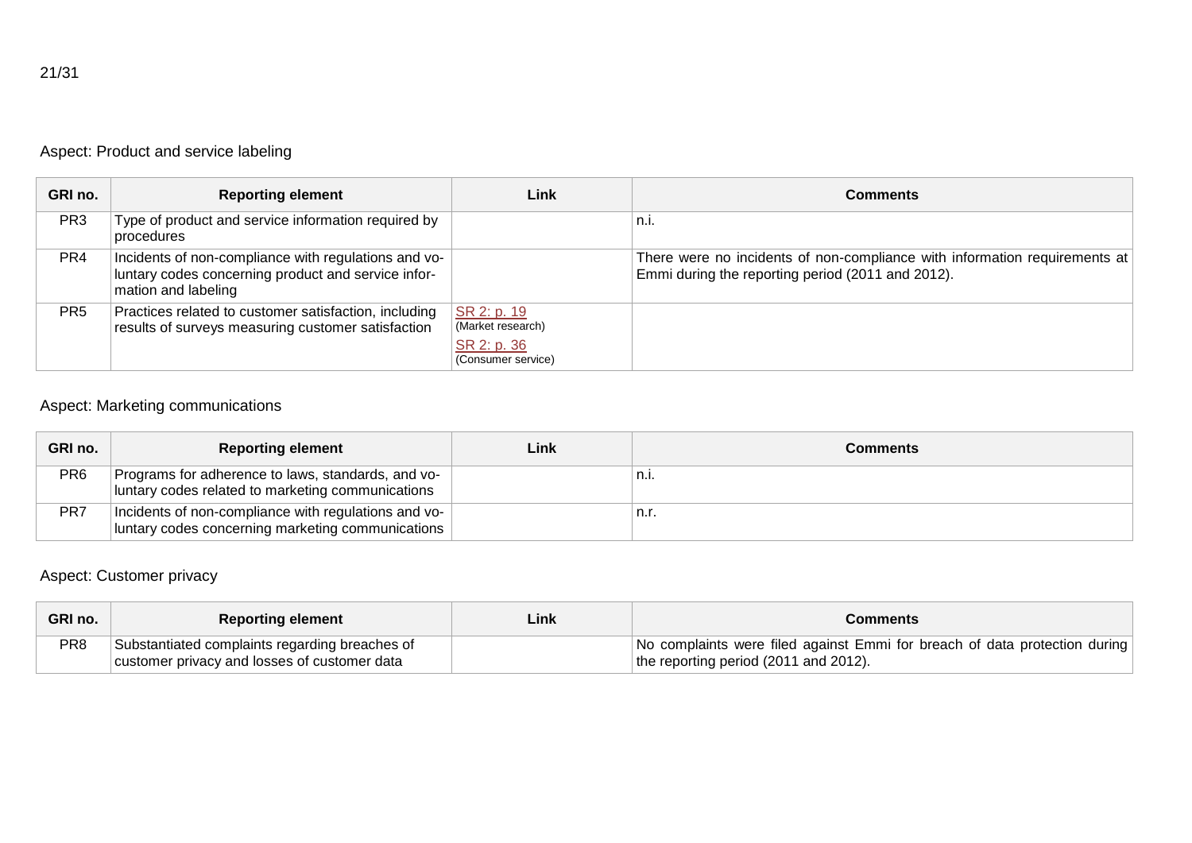Aspect: Product and service labeling

| GRI no. | Reporting element | Link | Comments |
|---|---|---|---|
| PR3 | Type of product and service information required by procedures | | n.i. |
| PR4 | Incidents of non-compliance with regulations and voluntary codes concerning product and service information and labeling | | There were no incidents of non-compliance with information requirements at Emmi during the reporting period (2011 and 2012). |
| PR5 | Practices related to customer satisfaction, including results of surveys measuring customer satisfaction | SR 2: p. 19 (Market research) SR 2: p. 36 (Consumer service) | |

Aspect: Marketing communications

| GRI no. | Reporting element | Link | Comments |
|---|---|---|---|
| PR6 | Programs for adherence to laws, standards, and voluntary codes related to marketing communications | | n.i. |
| PR7 | Incidents of non-compliance with regulations and voluntary codes concerning marketing communications | | n.r. |

Aspect: Customer privacy

| GRI no. | Reporting element | Link | Comments |
|---|---|---|---|
| PR8 | Substantiated complaints regarding breaches of customer privacy and losses of customer data | | No complaints were filed against Emmi for breach of data protection during the reporting period (2011 and 2012). |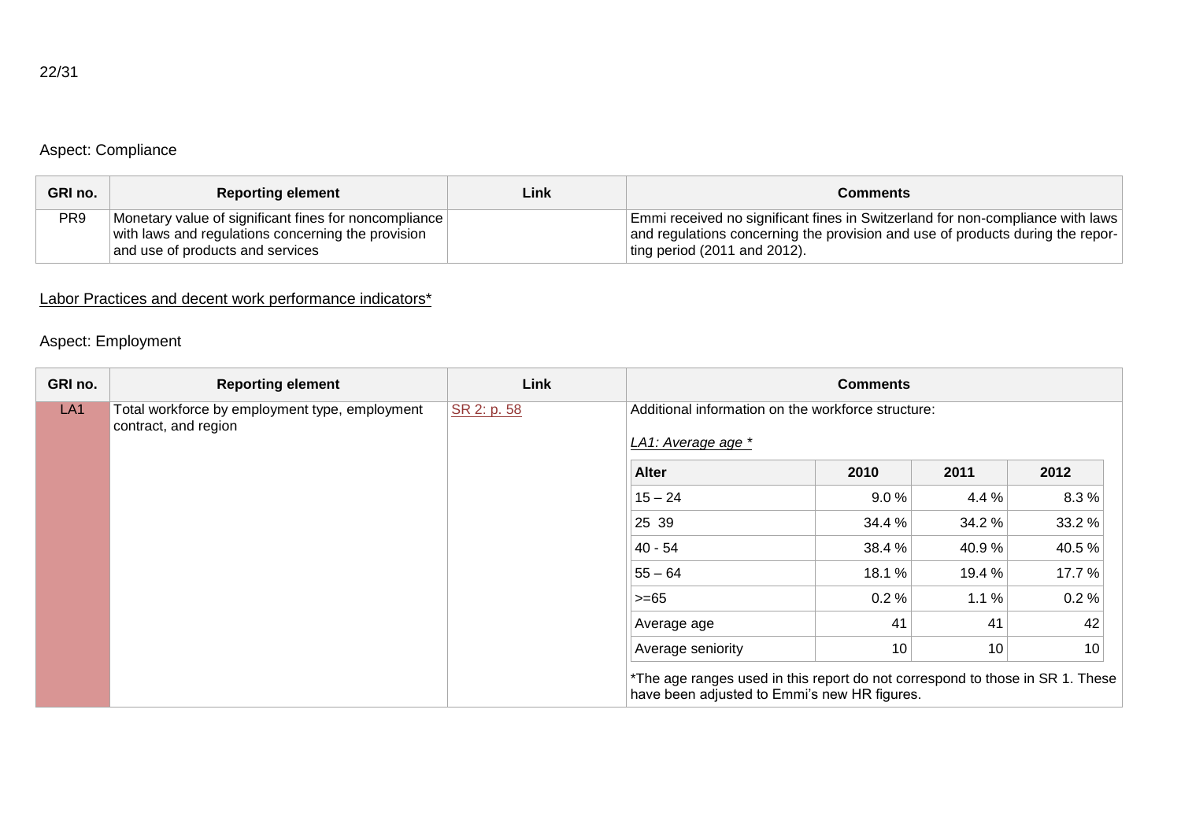### Aspect: Compliance

| GRI no. | Reporting element | Link | Comments |
|---|---|---|---|
| PR9 | Monetary value of significant fines for noncompliance with laws and regulations concerning the provision and use of products and services | | Emmi received no significant fines in Switzerland for non-compliance with laws and regulations concerning the provision and use of products during the reporting period (2011 and 2012). |

## Labor Practices and decent work performance indicators*

### Aspect: Employment

| GRI no. | Reporting element | Link | Comments |
|---|---|---|---|
| LA1 | Total workforce by employment type, employment contract, and region | SR 2: p. 58 | Additional information on the workforce structure: |

*LA1: Average age **

| Alter | 2010 | 2011 | 2012 |
|---|---|---|---|
| 15 – 24 | 9.0 % | 4.4 % | 8.3 % |
| 25 39 | 34.4 % | 34.2 % | 33.2 % |
| 40 - 54 | 38.4 % | 40.9 % | 40.5 % |
| 55 – 64 | 18.1 % | 19.4 % | 17.7 % |
| >=65 | 0.2 % | 1.1 % | 0.2 % |
| Average age | 41 | 41 | 42 |
| Average seniority | 10 | 10 | 10 |

*The age ranges used in this report do not correspond to those in SR 1. These have been adjusted to Emmi's new HR figures.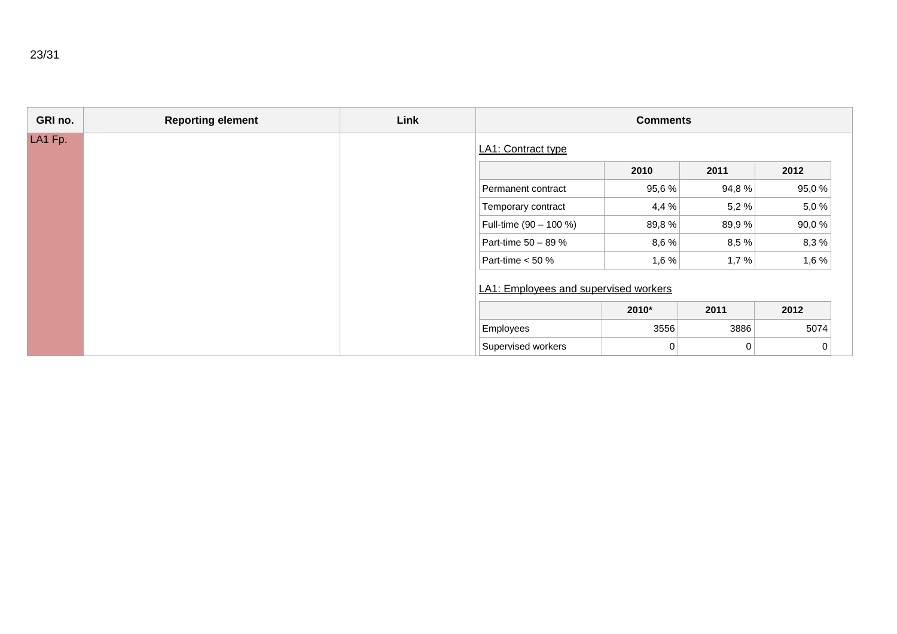| GRI no. | Reporting element | Link | Comments |
|---|---|---|---|
| LA1 Fp. | | | LA1: Contract type (see table below); LA1: Employees and supervised workers (see table below) |

LA1: Contract type

| | 2010 | 2011 | 2012 |
|---|---|---|---|
| Permanent contract | 95,6 % | 94,8 % | 95,0 % |
| Temporary contract | 4,4 % | 5,2 % | 5,0 % |
| Full-time (90 – 100 %) | 89,8 % | 89,9 % | 90,0 % |
| Part-time 50 – 89 % | 8,6 % | 8,5 % | 8,3 % |
| Part-time < 50 % | 1,6 % | 1,7 % | 1,6 % |

LA1: Employees and supervised workers

| | 2010* | 2011 | 2012 |
|---|---|---|---|
| Employees | 3556 | 3886 | 5074 |
| Supervised workers | 0 | 0 | 0 |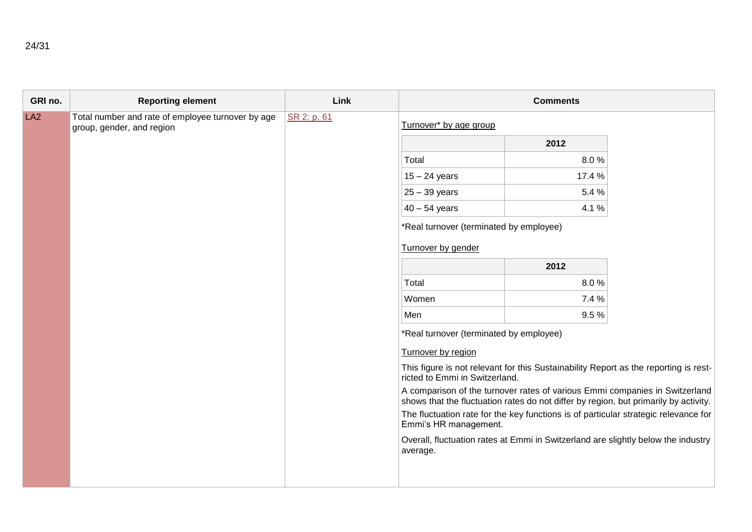| GRI no. | Reporting element | Link | Comments |
| --- | --- | --- | --- |
| LA2 | Total number and rate of employee turnover by age group, gender, and region | SR 2: p. 61 | Turnover* by age group<br><br>\| \| 2012 \|<br>\| Total \| 8.0 % \|<br>\| 15 – 24 years \| 17.4 % \|<br>\| 25 – 39 years \| 5.4 % \|<br>\| 40 – 54 years \| 4.1 % \|<br><br>*Real turnover (terminated by employee)<br><br>Turnover by gender<br><br>\| \| 2012 \|<br>\| Total \| 8.0 % \|<br>\| Women \| 7.4 % \|<br>\| Men \| 9.5 % \|<br><br>*Real turnover (terminated by employee)<br><br>Turnover by region<br><br>This figure is not relevant for this Sustainability Report as the reporting is restricted to Emmi in Switzerland.<br><br>A comparison of the turnover rates of various Emmi companies in Switzerland shows that the fluctuation rates do not differ by region, but primarily by activity.<br><br>The fluctuation rate for the key functions is of particular strategic relevance for Emmi's HR management.<br><br>Overall, fluctuation rates at Emmi in Switzerland are slightly below the industry average. |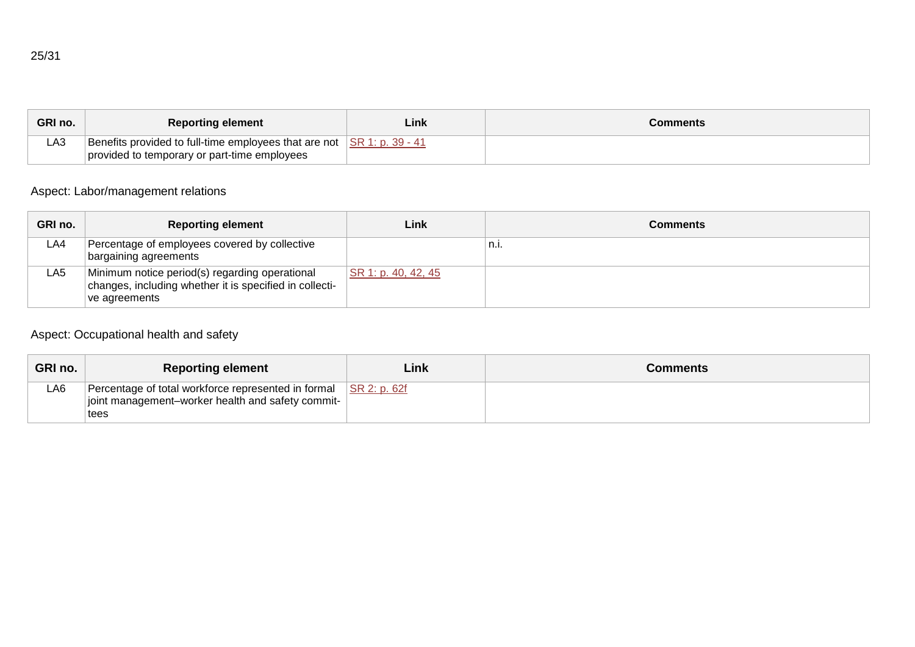| GRI no. | Reporting element | Link | Comments |
|---|---|---|---|
| LA3 | Benefits provided to full-time employees that are not provided to temporary or part-time employees | SR 1: p. 39 - 41 | |

Aspect: Labor/management relations

| GRI no. | Reporting element | Link | Comments |
|---|---|---|---|
| LA4 | Percentage of employees covered by collective bargaining agreements | | n.i. |
| LA5 | Minimum notice period(s) regarding operational changes, including whether it is specified in collective agreements | SR 1: p. 40, 42, 45 | |

Aspect: Occupational health and safety

| GRI no. | Reporting element | Link | Comments |
|---|---|---|---|
| LA6 | Percentage of total workforce represented in formal joint management–worker health and safety committees | SR 2: p. 62f | |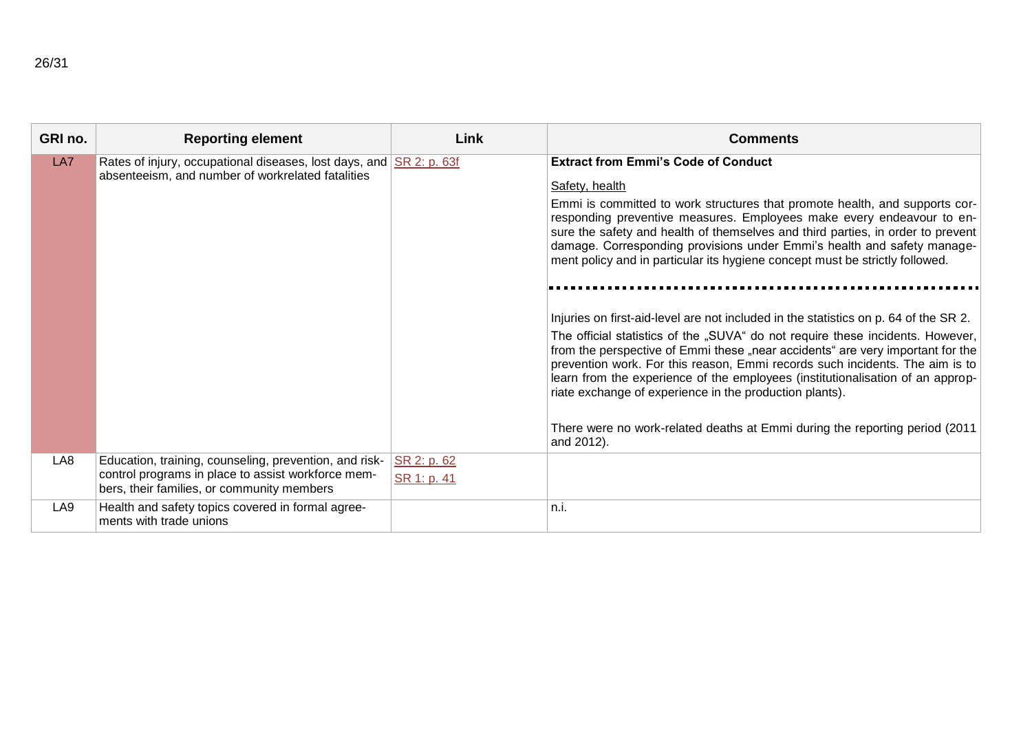| GRI no. | Reporting element | Link | Comments |
|---|---|---|---|
| LA7 | Rates of injury, occupational diseases, lost days, and absenteeism, and number of workrelated fatalities | SR 2: p. 63f | **Extract from Emmi's Code of Conduct**<br><br>Safety, health<br><br>Emmi is committed to work structures that promote health, and supports corresponding preventive measures. Employees make every endeavour to ensure the safety and health of themselves and third parties, in order to prevent damage. Corresponding provisions under Emmi's health and safety management policy and in particular its hygiene concept must be strictly followed.<br><br>Injuries on first-aid-level are not included in the statistics on p. 64 of the SR 2.<br><br>The official statistics of the „SUVA" do not require these incidents. However, from the perspective of Emmi these „near accidents" are very important for the prevention work. For this reason, Emmi records such incidents. The aim is to learn from the experience of the employees (institutionalisation of an appropriate exchange of experience in the production plants).<br><br>There were no work-related deaths at Emmi during the reporting period (2011 and 2012). |
| LA8 | Education, training, counseling, prevention, and risk-control programs in place to assist workforce members, their families, or community members | SR 2: p. 62<br>SR 1: p. 41 | |
| LA9 | Health and safety topics covered in formal agreements with trade unions | | n.i. |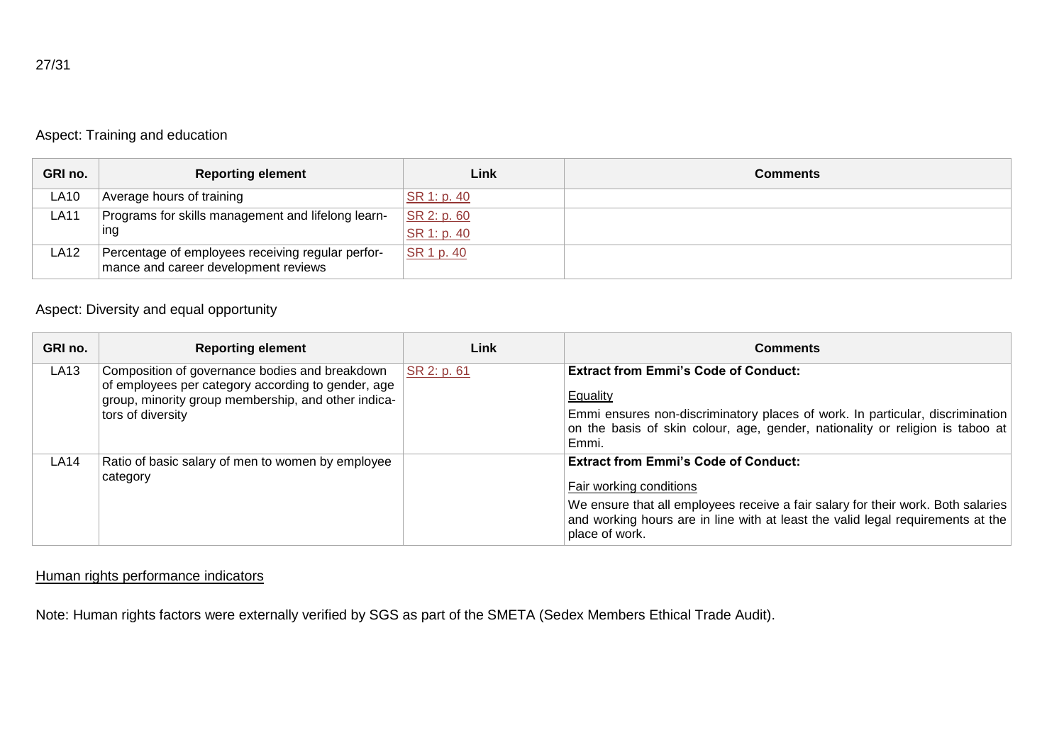Aspect: Training and education

| GRI no. | Reporting element | Link | Comments |
|---|---|---|---|
| LA10 | Average hours of training | SR 1: p. 40 | |
| LA11 | Programs for skills management and lifelong learning | SR 2: p. 60<br>SR 1: p. 40 | |
| LA12 | Percentage of employees receiving regular performance and career development reviews | SR 1 p. 40 | |

Aspect: Diversity and equal opportunity

| GRI no. | Reporting element | Link | Comments |
|---|---|---|---|
| LA13 | Composition of governance bodies and breakdown of employees per category according to gender, age group, minority group membership, and other indicators of diversity | SR 2: p. 61 | **Extract from Emmi's Code of Conduct:**<br>Equality<br>Emmi ensures non-discriminatory places of work. In particular, discrimination on the basis of skin colour, age, gender, nationality or religion is taboo at Emmi. |
| LA14 | Ratio of basic salary of men to women by employee category | | **Extract from Emmi's Code of Conduct:**<br>Fair working conditions<br>We ensure that all employees receive a fair salary for their work. Both salaries and working hours are in line with at least the valid legal requirements at the place of work. |

Human rights performance indicators

Note: Human rights factors were externally verified by SGS as part of the SMETA (Sedex Members Ethical Trade Audit).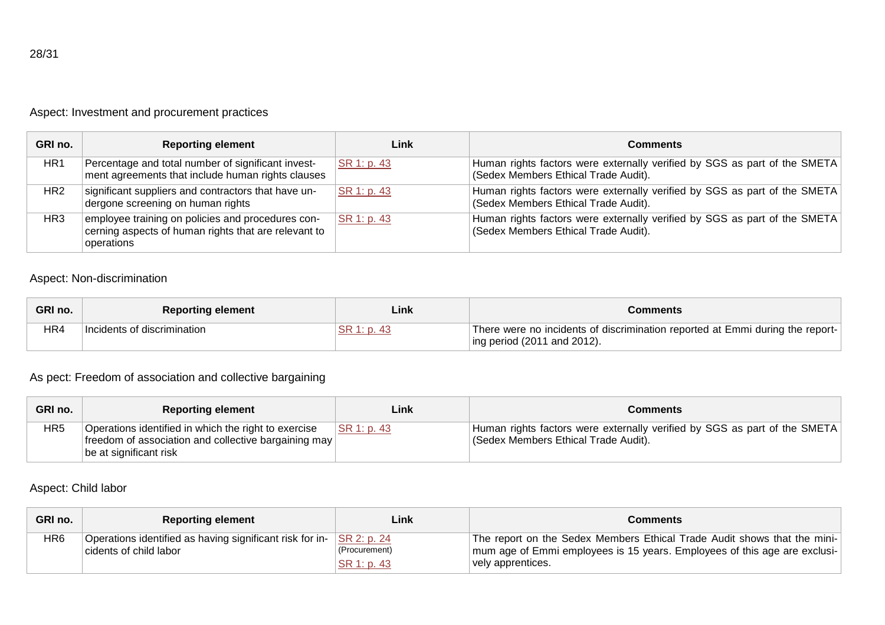## Aspect: Investment and procurement practices

| GRI no. | Reporting element | Link | Comments |
|---|---|---|---|
| HR1 | Percentage and total number of significant investment agreements that include human rights clauses | SR 1: p. 43 | Human rights factors were externally verified by SGS as part of the SMETA (Sedex Members Ethical Trade Audit). |
| HR2 | significant suppliers and contractors that have undergone screening on human rights | SR 1: p. 43 | Human rights factors were externally verified by SGS as part of the SMETA (Sedex Members Ethical Trade Audit). |
| HR3 | employee training on policies and procedures concerning aspects of human rights that are relevant to operations | SR 1: p. 43 | Human rights factors were externally verified by SGS as part of the SMETA (Sedex Members Ethical Trade Audit). |

## Aspect: Non-discrimination

| GRI no. | Reporting element | Link | Comments |
|---|---|---|---|
| HR4 | Incidents of discrimination | SR 1: p. 43 | There were no incidents of discrimination reported at Emmi during the reporting period (2011 and 2012). |

## As pect: Freedom of association and collective bargaining

| GRI no. | Reporting element | Link | Comments |
|---|---|---|---|
| HR5 | Operations identified in which the right to exercise freedom of association and collective bargaining may be at significant risk | SR 1: p. 43 | Human rights factors were externally verified by SGS as part of the SMETA (Sedex Members Ethical Trade Audit). |

## Aspect: Child labor

| GRI no. | Reporting element | Link | Comments |
|---|---|---|---|
| HR6 | Operations identified as having significant risk for incidents of child labor | SR 2: p. 24 (Procurement) SR 1: p. 43 | The report on the Sedex Members Ethical Trade Audit shows that the minimum age of Emmi employees is 15 years. Employees of this age are exclusively apprentices. |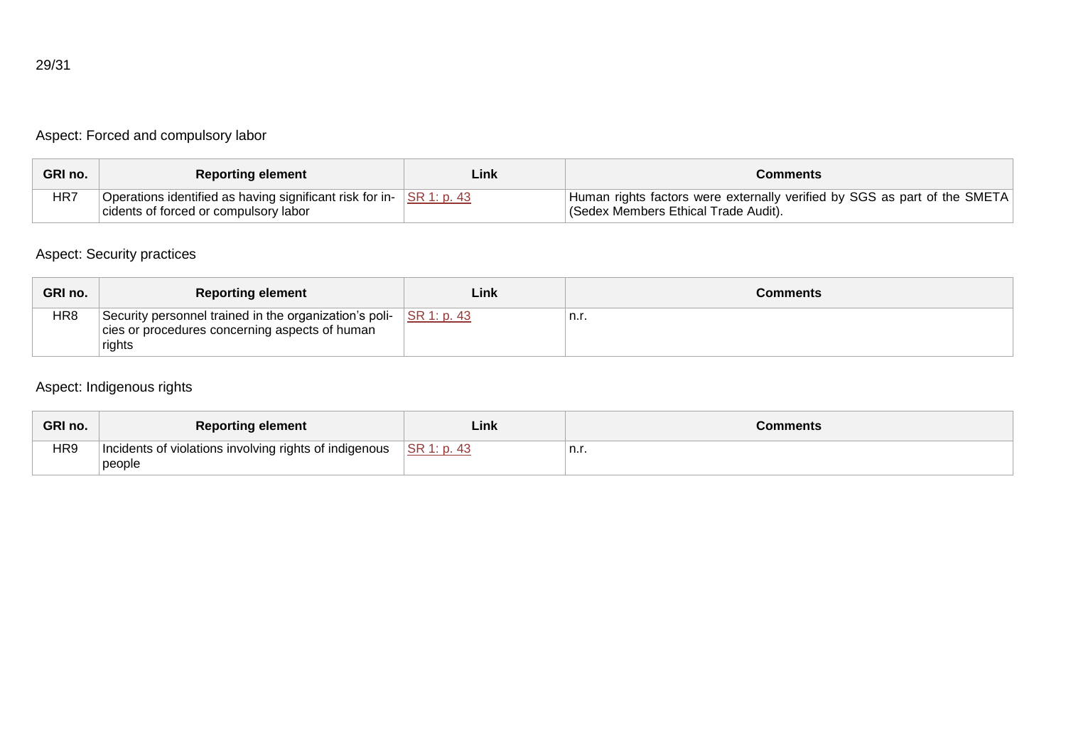Aspect: Forced and compulsory labor

| GRI no. | Reporting element | Link | Comments |
| --- | --- | --- | --- |
| HR7 | Operations identified as having significant risk for incidents of forced or compulsory labor | SR 1: p. 43 | Human rights factors were externally verified by SGS as part of the SMETA (Sedex Members Ethical Trade Audit). |

Aspect: Security practices

| GRI no. | Reporting element | Link | Comments |
| --- | --- | --- | --- |
| HR8 | Security personnel trained in the organization's policies or procedures concerning aspects of human rights | SR 1: p. 43 | n.r. |

Aspect: Indigenous rights

| GRI no. | Reporting element | Link | Comments |
| --- | --- | --- | --- |
| HR9 | Incidents of violations involving rights of indigenous people | SR 1: p. 43 | n.r. |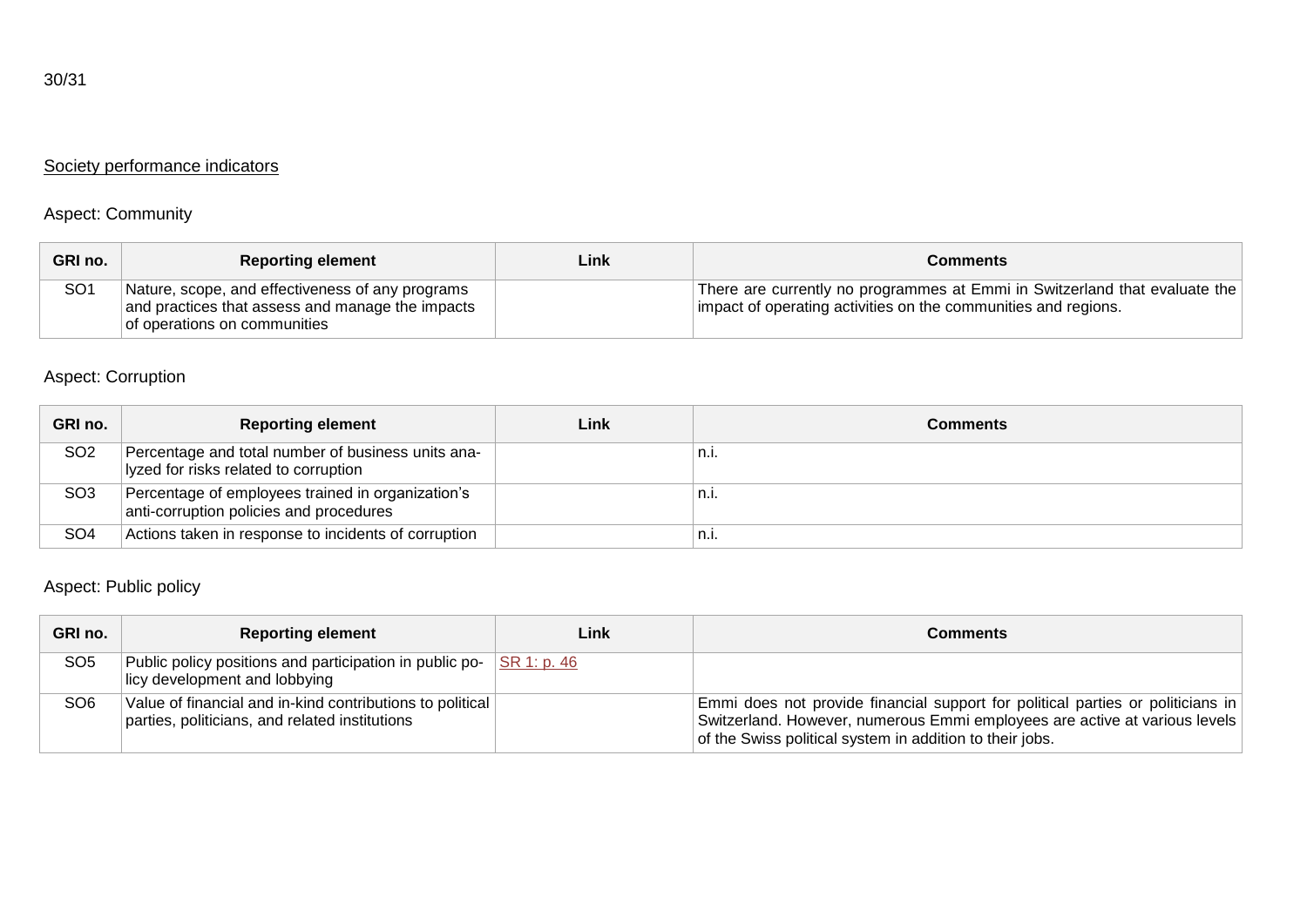## Society performance indicators

### Aspect: Community

| GRI no. | Reporting element | Link | Comments |
|---|---|---|---|
| SO1 | Nature, scope, and effectiveness of any programs and practices that assess and manage the impacts of operations on communities | | There are currently no programmes at Emmi in Switzerland that evaluate the impact of operating activities on the communities and regions. |

### Aspect: Corruption

| GRI no. | Reporting element | Link | Comments |
|---|---|---|---|
| SO2 | Percentage and total number of business units analyzed for risks related to corruption | | n.i. |
| SO3 | Percentage of employees trained in organization's anti-corruption policies and procedures | | n.i. |
| SO4 | Actions taken in response to incidents of corruption | | n.i. |

### Aspect: Public policy

| GRI no. | Reporting element | Link | Comments |
|---|---|---|---|
| SO5 | Public policy positions and participation in public policy development and lobbying | SR 1: p. 46 | |
| SO6 | Value of financial and in-kind contributions to political parties, politicians, and related institutions | | Emmi does not provide financial support for political parties or politicians in Switzerland. However, numerous Emmi employees are active at various levels of the Swiss political system in addition to their jobs. |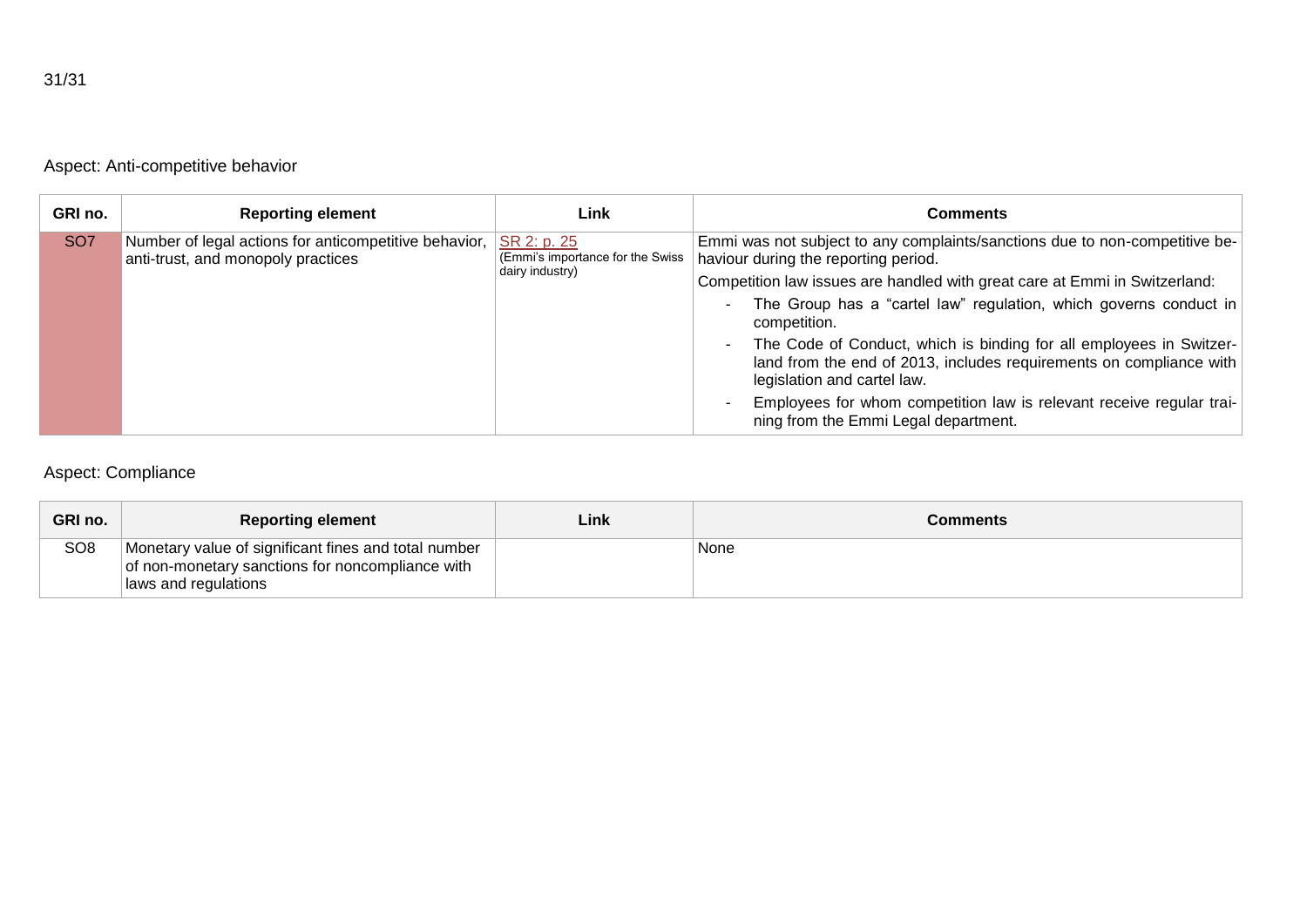## Aspect: Anti-competitive behavior

| GRI no. | Reporting element | Link | Comments |
|---|---|---|---|
| SO7 | Number of legal actions for anticompetitive behavior, anti-trust, and monopoly practices | SR 2: p. 25 (Emmi's importance for the Swiss dairy industry) | Emmi was not subject to any complaints/sanctions due to non-competitive behaviour during the reporting period.<br>Competition law issues are handled with great care at Emmi in Switzerland:<br>- The Group has a "cartel law" regulation, which governs conduct in competition.<br>- The Code of Conduct, which is binding for all employees in Switzerland from the end of 2013, includes requirements on compliance with legislation and cartel law.<br>- Employees for whom competition law is relevant receive regular training from the Emmi Legal department. |

## Aspect: Compliance

| GRI no. | Reporting element | Link | Comments |
|---|---|---|---|
| SO8 | Monetary value of significant fines and total number of non-monetary sanctions for noncompliance with laws and regulations | | None |